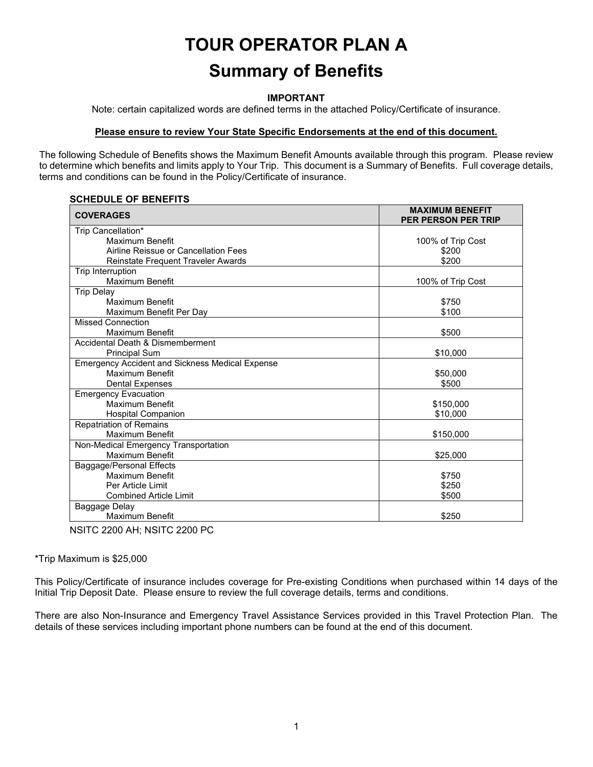# TOUR OPERATOR PLAN A

## Summary of Benefits

**IMPORTANT**

Note: certain capitalized words are defined terms in the attached Policy/Certificate of insurance.

**Please ensure to review Your State Specific Endorsements at the end of this document.**

The following Schedule of Benefits shows the Maximum Benefit Amounts available through this program. Please review to determine which benefits and limits apply to Your Trip. This document is a Summary of Benefits. Full coverage details, terms and conditions can be found in the Policy/Certificate of insurance.

**SCHEDULE OF BENEFITS**

| COVERAGES | MAXIMUM BENEFIT PER PERSON PER TRIP |
|---|---|
| Trip Cancellation* | |
| Maximum Benefit | 100% of Trip Cost |
| Airline Reissue or Cancellation Fees | $200 |
| Reinstate Frequent Traveler Awards | $200 |
| Trip Interruption | |
| Maximum Benefit | 100% of Trip Cost |
| Trip Delay | |
| Maximum Benefit | $750 |
| Maximum Benefit Per Day | $100 |
| Missed Connection | |
| Maximum Benefit | $500 |
| Accidental Death & Dismemberment | |
| Principal Sum | $10,000 |
| Emergency Accident and Sickness Medical Expense | |
| Maximum Benefit | $50,000 |
| Dental Expenses | $500 |
| Emergency Evacuation | |
| Maximum Benefit | $150,000 |
| Hospital Companion | $10,000 |
| Repatriation of Remains | |
| Maximum Benefit | $150,000 |
| Non-Medical Emergency Transportation | |
| Maximum Benefit | $25,000 |
| Baggage/Personal Effects | |
| Maximum Benefit | $750 |
| Per Article Limit | $250 |
| Combined Article Limit | $500 |
| Baggage Delay | |
| Maximum Benefit | $250 |

NSITC 2200 AH; NSITC 2200 PC

*Trip Maximum is $25,000

This Policy/Certificate of insurance includes coverage for Pre-existing Conditions when purchased within 14 days of the Initial Trip Deposit Date. Please ensure to review the full coverage details, terms and conditions.

There are also Non-Insurance and Emergency Travel Assistance Services provided in this Travel Protection Plan. The details of these services including important phone numbers can be found at the end of this document.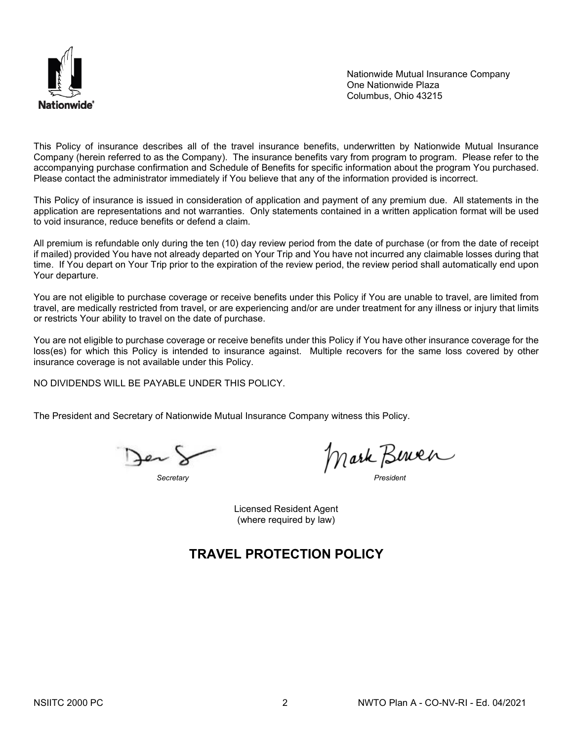Nationwide Mutual Insurance Company
One Nationwide Plaza
Columbus, Ohio 43215

This Policy of insurance describes all of the travel insurance benefits, underwritten by Nationwide Mutual Insurance Company (herein referred to as the Company). The insurance benefits vary from program to program. Please refer to the accompanying purchase confirmation and Schedule of Benefits for specific information about the program You purchased. Please contact the administrator immediately if You believe that any of the information provided is incorrect.

This Policy of insurance is issued in consideration of application and payment of any premium due. All statements in the application are representations and not warranties. Only statements contained in a written application format will be used to void insurance, reduce benefits or defend a claim.

All premium is refundable only during the ten (10) day review period from the date of purchase (or from the date of receipt if mailed) provided You have not already departed on Your Trip and You have not incurred any claimable losses during that time. If You depart on Your Trip prior to the expiration of the review period, the review period shall automatically end upon Your departure.

You are not eligible to purchase coverage or receive benefits under this Policy if You are unable to travel, are limited from travel, are medically restricted from travel, or are experiencing and/or are under treatment for any illness or injury that limits or restricts Your ability to travel on the date of purchase.

You are not eligible to purchase coverage or receive benefits under this Policy if You have other insurance coverage for the loss(es) for which this Policy is intended to insurance against. Multiple recovers for the same loss covered by other insurance coverage is not available under this Policy.

NO DIVIDENDS WILL BE PAYABLE UNDER THIS POLICY.

The President and Secretary of Nationwide Mutual Insurance Company witness this Policy.

*Secretary*

*President*

Licensed Resident Agent
(where required by law)

## TRAVEL PROTECTION POLICY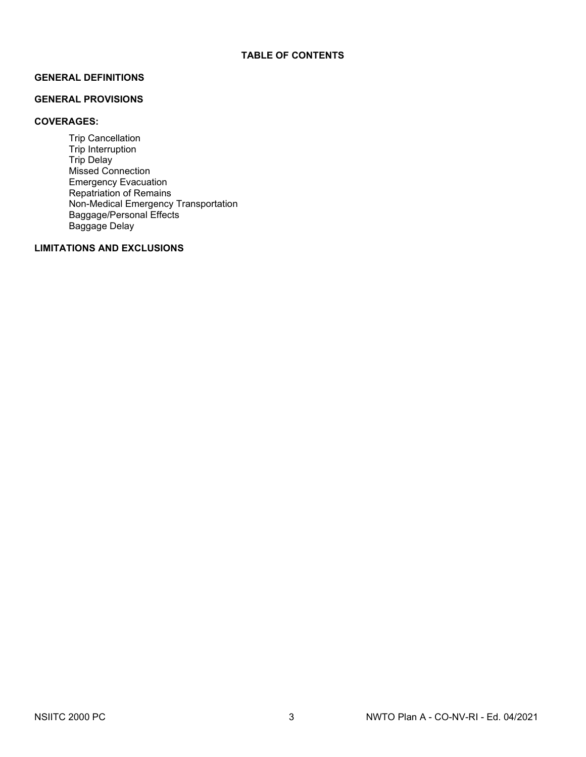# TABLE OF CONTENTS

## GENERAL DEFINITIONS

## GENERAL PROVISIONS

## COVERAGES:

- Trip Cancellation
- Trip Interruption
- Trip Delay
- Missed Connection
- Emergency Evacuation
- Repatriation of Remains
- Non-Medical Emergency Transportation
- Baggage/Personal Effects
- Baggage Delay

## LIMITATIONS AND EXCLUSIONS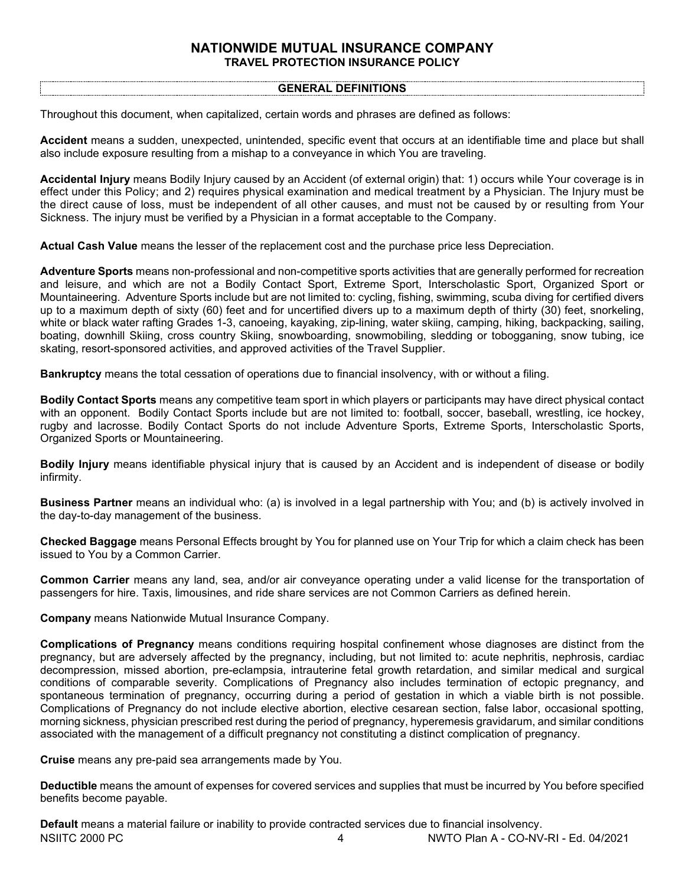# NATIONWIDE MUTUAL INSURANCE COMPANY

## TRAVEL PROTECTION INSURANCE POLICY

### GENERAL DEFINITIONS

Throughout this document, when capitalized, certain words and phrases are defined as follows:

**Accident** means a sudden, unexpected, unintended, specific event that occurs at an identifiable time and place but shall also include exposure resulting from a mishap to a conveyance in which You are traveling.

**Accidental Injury** means Bodily Injury caused by an Accident (of external origin) that: 1) occurs while Your coverage is in effect under this Policy; and 2) requires physical examination and medical treatment by a Physician. The Injury must be the direct cause of loss, must be independent of all other causes, and must not be caused by or resulting from Your Sickness. The injury must be verified by a Physician in a format acceptable to the Company.

**Actual Cash Value** means the lesser of the replacement cost and the purchase price less Depreciation.

**Adventure Sports** means non-professional and non-competitive sports activities that are generally performed for recreation and leisure, and which are not a Bodily Contact Sport, Extreme Sport, Interscholastic Sport, Organized Sport or Mountaineering. Adventure Sports include but are not limited to: cycling, fishing, swimming, scuba diving for certified divers up to a maximum depth of sixty (60) feet and for uncertified divers up to a maximum depth of thirty (30) feet, snorkeling, white or black water rafting Grades 1-3, canoeing, kayaking, zip-lining, water skiing, camping, hiking, backpacking, sailing, boating, downhill Skiing, cross country Skiing, snowboarding, snowmobiling, sledding or tobogganing, snow tubing, ice skating, resort-sponsored activities, and approved activities of the Travel Supplier.

**Bankruptcy** means the total cessation of operations due to financial insolvency, with or without a filing.

**Bodily Contact Sports** means any competitive team sport in which players or participants may have direct physical contact with an opponent. Bodily Contact Sports include but are not limited to: football, soccer, baseball, wrestling, ice hockey, rugby and lacrosse. Bodily Contact Sports do not include Adventure Sports, Extreme Sports, Interscholastic Sports, Organized Sports or Mountaineering.

**Bodily Injury** means identifiable physical injury that is caused by an Accident and is independent of disease or bodily infirmity.

**Business Partner** means an individual who: (a) is involved in a legal partnership with You; and (b) is actively involved in the day-to-day management of the business.

**Checked Baggage** means Personal Effects brought by You for planned use on Your Trip for which a claim check has been issued to You by a Common Carrier.

**Common Carrier** means any land, sea, and/or air conveyance operating under a valid license for the transportation of passengers for hire. Taxis, limousines, and ride share services are not Common Carriers as defined herein.

**Company** means Nationwide Mutual Insurance Company.

**Complications of Pregnancy** means conditions requiring hospital confinement whose diagnoses are distinct from the pregnancy, but are adversely affected by the pregnancy, including, but not limited to: acute nephritis, nephrosis, cardiac decompression, missed abortion, pre-eclampsia, intrauterine fetal growth retardation, and similar medical and surgical conditions of comparable severity. Complications of Pregnancy also includes termination of ectopic pregnancy, and spontaneous termination of pregnancy, occurring during a period of gestation in which a viable birth is not possible. Complications of Pregnancy do not include elective abortion, elective cesarean section, false labor, occasional spotting, morning sickness, physician prescribed rest during the period of pregnancy, hyperemesis gravidarum, and similar conditions associated with the management of a difficult pregnancy not constituting a distinct complication of pregnancy.

**Cruise** means any pre-paid sea arrangements made by You.

**Deductible** means the amount of expenses for covered services and supplies that must be incurred by You before specified benefits become payable.

**Default** means a material failure or inability to provide contracted services due to financial insolvency.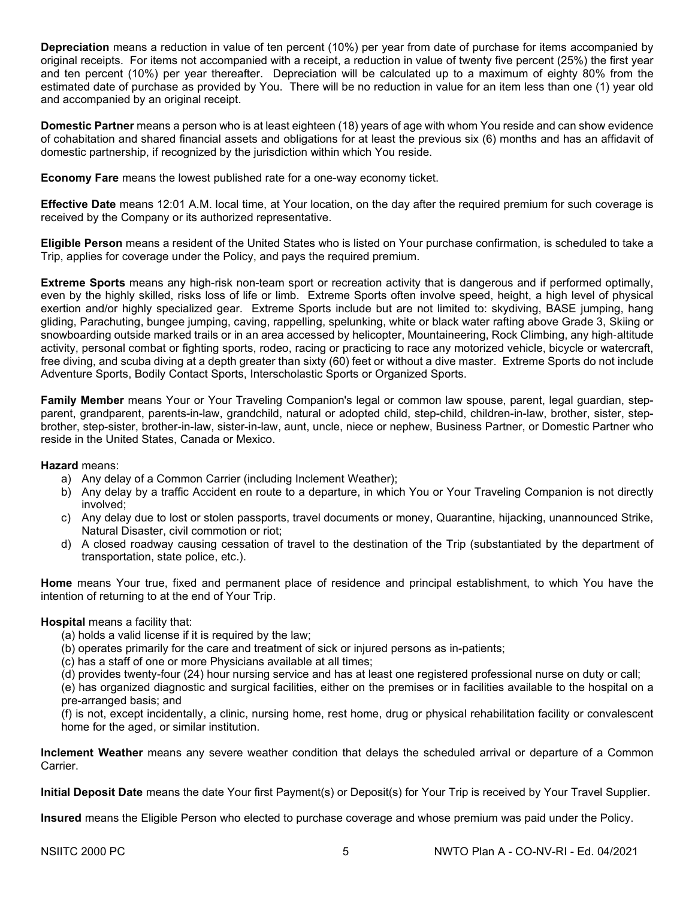**Depreciation** means a reduction in value of ten percent (10%) per year from date of purchase for items accompanied by original receipts. For items not accompanied with a receipt, a reduction in value of twenty five percent (25%) the first year and ten percent (10%) per year thereafter. Depreciation will be calculated up to a maximum of eighty 80% from the estimated date of purchase as provided by You. There will be no reduction in value for an item less than one (1) year old and accompanied by an original receipt.

**Domestic Partner** means a person who is at least eighteen (18) years of age with whom You reside and can show evidence of cohabitation and shared financial assets and obligations for at least the previous six (6) months and has an affidavit of domestic partnership, if recognized by the jurisdiction within which You reside.

**Economy Fare** means the lowest published rate for a one-way economy ticket.

**Effective Date** means 12:01 A.M. local time, at Your location, on the day after the required premium for such coverage is received by the Company or its authorized representative.

**Eligible Person** means a resident of the United States who is listed on Your purchase confirmation, is scheduled to take a Trip, applies for coverage under the Policy, and pays the required premium.

**Extreme Sports** means any high-risk non-team sport or recreation activity that is dangerous and if performed optimally, even by the highly skilled, risks loss of life or limb. Extreme Sports often involve speed, height, a high level of physical exertion and/or highly specialized gear. Extreme Sports include but are not limited to: skydiving, BASE jumping, hang gliding, Parachuting, bungee jumping, caving, rappelling, spelunking, white or black water rafting above Grade 3, Skiing or snowboarding outside marked trails or in an area accessed by helicopter, Mountaineering, Rock Climbing, any high-altitude activity, personal combat or fighting sports, rodeo, racing or practicing to race any motorized vehicle, bicycle or watercraft, free diving, and scuba diving at a depth greater than sixty (60) feet or without a dive master. Extreme Sports do not include Adventure Sports, Bodily Contact Sports, Interscholastic Sports or Organized Sports.

**Family Member** means Your or Your Traveling Companion's legal or common law spouse, parent, legal guardian, step-parent, grandparent, parents-in-law, grandchild, natural or adopted child, step-child, children-in-law, brother, sister, step-brother, step-sister, brother-in-law, sister-in-law, aunt, uncle, niece or nephew, Business Partner, or Domestic Partner who reside in the United States, Canada or Mexico.

**Hazard** means:

a) Any delay of a Common Carrier (including Inclement Weather);
b) Any delay by a traffic Accident en route to a departure, in which You or Your Traveling Companion is not directly involved;
c) Any delay due to lost or stolen passports, travel documents or money, Quarantine, hijacking, unannounced Strike, Natural Disaster, civil commotion or riot;
d) A closed roadway causing cessation of travel to the destination of the Trip (substantiated by the department of transportation, state police, etc.).

**Home** means Your true, fixed and permanent place of residence and principal establishment, to which You have the intention of returning to at the end of Your Trip.

**Hospital** means a facility that:

(a) holds a valid license if it is required by the law;
(b) operates primarily for the care and treatment of sick or injured persons as in-patients;
(c) has a staff of one or more Physicians available at all times;
(d) provides twenty-four (24) hour nursing service and has at least one registered professional nurse on duty or call;
(e) has organized diagnostic and surgical facilities, either on the premises or in facilities available to the hospital on a pre-arranged basis; and
(f) is not, except incidentally, a clinic, nursing home, rest home, drug or physical rehabilitation facility or convalescent home for the aged, or similar institution.

**Inclement Weather** means any severe weather condition that delays the scheduled arrival or departure of a Common Carrier.

**Initial Deposit Date** means the date Your first Payment(s) or Deposit(s) for Your Trip is received by Your Travel Supplier.

**Insured** means the Eligible Person who elected to purchase coverage and whose premium was paid under the Policy.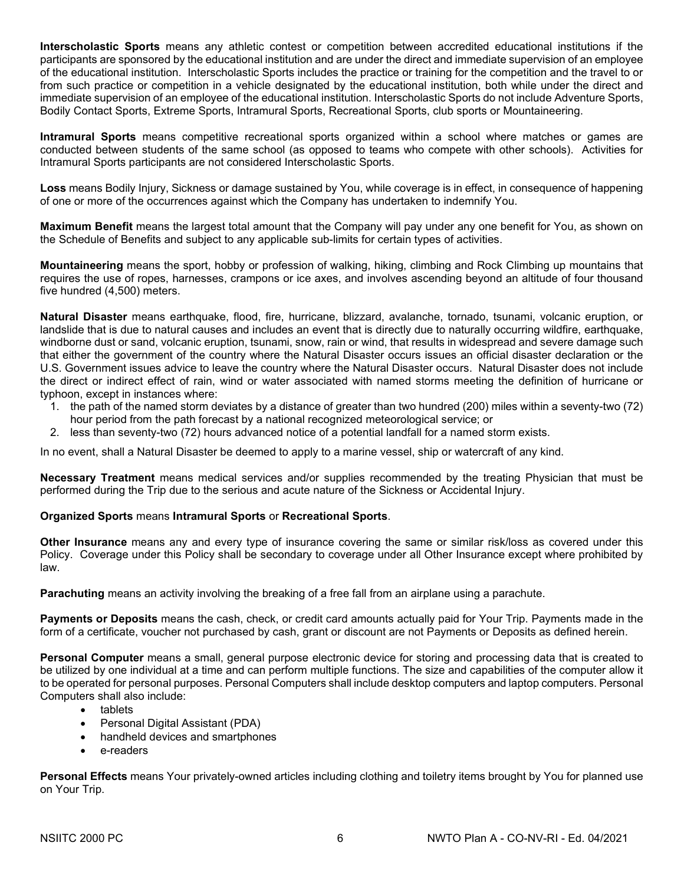**Interscholastic Sports** means any athletic contest or competition between accredited educational institutions if the participants are sponsored by the educational institution and are under the direct and immediate supervision of an employee of the educational institution. Interscholastic Sports includes the practice or training for the competition and the travel to or from such practice or competition in a vehicle designated by the educational institution, both while under the direct and immediate supervision of an employee of the educational institution. Interscholastic Sports do not include Adventure Sports, Bodily Contact Sports, Extreme Sports, Intramural Sports, Recreational Sports, club sports or Mountaineering.

**Intramural Sports** means competitive recreational sports organized within a school where matches or games are conducted between students of the same school (as opposed to teams who compete with other schools). Activities for Intramural Sports participants are not considered Interscholastic Sports.

**Loss** means Bodily Injury, Sickness or damage sustained by You, while coverage is in effect, in consequence of happening of one or more of the occurrences against which the Company has undertaken to indemnify You.

**Maximum Benefit** means the largest total amount that the Company will pay under any one benefit for You, as shown on the Schedule of Benefits and subject to any applicable sub-limits for certain types of activities.

**Mountaineering** means the sport, hobby or profession of walking, hiking, climbing and Rock Climbing up mountains that requires the use of ropes, harnesses, crampons or ice axes, and involves ascending beyond an altitude of four thousand five hundred (4,500) meters.

**Natural Disaster** means earthquake, flood, fire, hurricane, blizzard, avalanche, tornado, tsunami, volcanic eruption, or landslide that is due to natural causes and includes an event that is directly due to naturally occurring wildfire, earthquake, windborne dust or sand, volcanic eruption, tsunami, snow, rain or wind, that results in widespread and severe damage such that either the government of the country where the Natural Disaster occurs issues an official disaster declaration or the U.S. Government issues advice to leave the country where the Natural Disaster occurs. Natural Disaster does not include the direct or indirect effect of rain, wind or water associated with named storms meeting the definition of hurricane or typhoon, except in instances where:

1. the path of the named storm deviates by a distance of greater than two hundred (200) miles within a seventy-two (72) hour period from the path forecast by a national recognized meteorological service; or
2. less than seventy-two (72) hours advanced notice of a potential landfall for a named storm exists.

In no event, shall a Natural Disaster be deemed to apply to a marine vessel, ship or watercraft of any kind.

**Necessary Treatment** means medical services and/or supplies recommended by the treating Physician that must be performed during the Trip due to the serious and acute nature of the Sickness or Accidental Injury.

**Organized Sports** means **Intramural Sports** or **Recreational Sports**.

**Other Insurance** means any and every type of insurance covering the same or similar risk/loss as covered under this Policy. Coverage under this Policy shall be secondary to coverage under all Other Insurance except where prohibited by law.

**Parachuting** means an activity involving the breaking of a free fall from an airplane using a parachute.

**Payments or Deposits** means the cash, check, or credit card amounts actually paid for Your Trip. Payments made in the form of a certificate, voucher not purchased by cash, grant or discount are not Payments or Deposits as defined herein.

**Personal Computer** means a small, general purpose electronic device for storing and processing data that is created to be utilized by one individual at a time and can perform multiple functions. The size and capabilities of the computer allow it to be operated for personal purposes. Personal Computers shall include desktop computers and laptop computers. Personal Computers shall also include:

- tablets
- Personal Digital Assistant (PDA)
- handheld devices and smartphones
- e-readers

**Personal Effects** means Your privately-owned articles including clothing and toiletry items brought by You for planned use on Your Trip.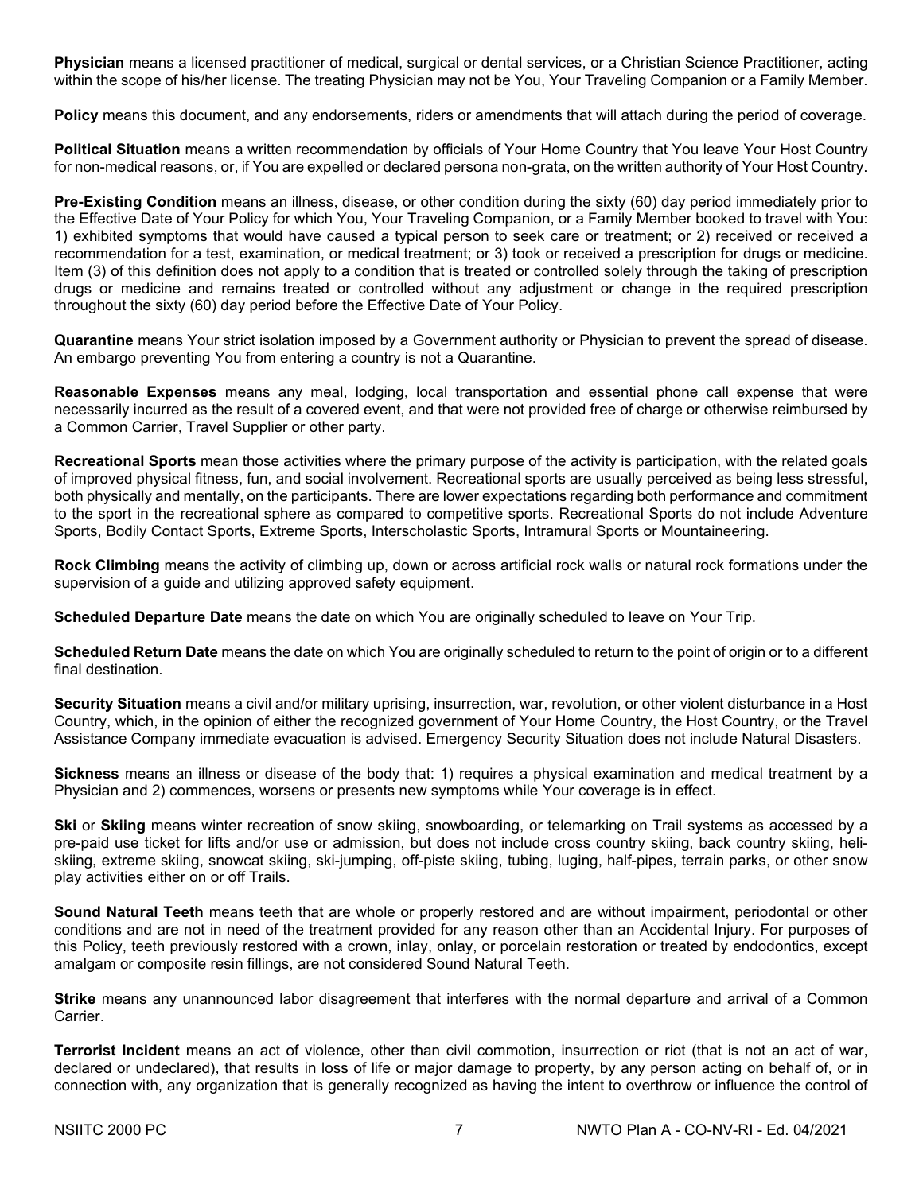**Physician** means a licensed practitioner of medical, surgical or dental services, or a Christian Science Practitioner, acting within the scope of his/her license. The treating Physician may not be You, Your Traveling Companion or a Family Member.

**Policy** means this document, and any endorsements, riders or amendments that will attach during the period of coverage.

**Political Situation** means a written recommendation by officials of Your Home Country that You leave Your Host Country for non-medical reasons, or, if You are expelled or declared persona non-grata, on the written authority of Your Host Country.

**Pre-Existing Condition** means an illness, disease, or other condition during the sixty (60) day period immediately prior to the Effective Date of Your Policy for which You, Your Traveling Companion, or a Family Member booked to travel with You: 1) exhibited symptoms that would have caused a typical person to seek care or treatment; or 2) received or received a recommendation for a test, examination, or medical treatment; or 3) took or received a prescription for drugs or medicine. Item (3) of this definition does not apply to a condition that is treated or controlled solely through the taking of prescription drugs or medicine and remains treated or controlled without any adjustment or change in the required prescription throughout the sixty (60) day period before the Effective Date of Your Policy.

**Quarantine** means Your strict isolation imposed by a Government authority or Physician to prevent the spread of disease. An embargo preventing You from entering a country is not a Quarantine.

**Reasonable Expenses** means any meal, lodging, local transportation and essential phone call expense that were necessarily incurred as the result of a covered event, and that were not provided free of charge or otherwise reimbursed by a Common Carrier, Travel Supplier or other party.

**Recreational Sports** mean those activities where the primary purpose of the activity is participation, with the related goals of improved physical fitness, fun, and social involvement. Recreational sports are usually perceived as being less stressful, both physically and mentally, on the participants. There are lower expectations regarding both performance and commitment to the sport in the recreational sphere as compared to competitive sports. Recreational Sports do not include Adventure Sports, Bodily Contact Sports, Extreme Sports, Interscholastic Sports, Intramural Sports or Mountaineering.

**Rock Climbing** means the activity of climbing up, down or across artificial rock walls or natural rock formations under the supervision of a guide and utilizing approved safety equipment.

**Scheduled Departure Date** means the date on which You are originally scheduled to leave on Your Trip.

**Scheduled Return Date** means the date on which You are originally scheduled to return to the point of origin or to a different final destination.

**Security Situation** means a civil and/or military uprising, insurrection, war, revolution, or other violent disturbance in a Host Country, which, in the opinion of either the recognized government of Your Home Country, the Host Country, or the Travel Assistance Company immediate evacuation is advised. Emergency Security Situation does not include Natural Disasters.

**Sickness** means an illness or disease of the body that: 1) requires a physical examination and medical treatment by a Physician and 2) commences, worsens or presents new symptoms while Your coverage is in effect.

**Ski** or **Skiing** means winter recreation of snow skiing, snowboarding, or telemarking on Trail systems as accessed by a pre-paid use ticket for lifts and/or use or admission, but does not include cross country skiing, back country skiing, heli-skiing, extreme skiing, snowcat skiing, ski-jumping, off-piste skiing, tubing, luging, half-pipes, terrain parks, or other snow play activities either on or off Trails.

**Sound Natural Teeth** means teeth that are whole or properly restored and are without impairment, periodontal or other conditions and are not in need of the treatment provided for any reason other than an Accidental Injury. For purposes of this Policy, teeth previously restored with a crown, inlay, onlay, or porcelain restoration or treated by endodontics, except amalgam or composite resin fillings, are not considered Sound Natural Teeth.

**Strike** means any unannounced labor disagreement that interferes with the normal departure and arrival of a Common Carrier.

**Terrorist Incident** means an act of violence, other than civil commotion, insurrection or riot (that is not an act of war, declared or undeclared), that results in loss of life or major damage to property, by any person acting on behalf of, or in connection with, any organization that is generally recognized as having the intent to overthrow or influence the control of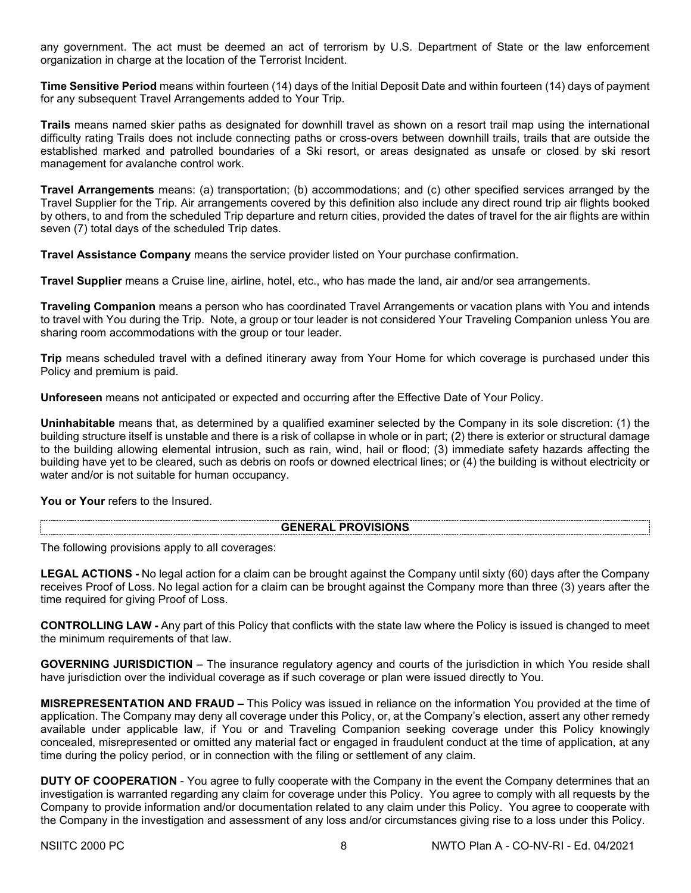any government. The act must be deemed an act of terrorism by U.S. Department of State or the law enforcement organization in charge at the location of the Terrorist Incident.

**Time Sensitive Period** means within fourteen (14) days of the Initial Deposit Date and within fourteen (14) days of payment for any subsequent Travel Arrangements added to Your Trip.

**Trails** means named skier paths as designated for downhill travel as shown on a resort trail map using the international difficulty rating Trails does not include connecting paths or cross-overs between downhill trails, trails that are outside the established marked and patrolled boundaries of a Ski resort, or areas designated as unsafe or closed by ski resort management for avalanche control work.

**Travel Arrangements** means: (a) transportation; (b) accommodations; and (c) other specified services arranged by the Travel Supplier for the Trip. Air arrangements covered by this definition also include any direct round trip air flights booked by others, to and from the scheduled Trip departure and return cities, provided the dates of travel for the air flights are within seven (7) total days of the scheduled Trip dates.

**Travel Assistance Company** means the service provider listed on Your purchase confirmation.

**Travel Supplier** means a Cruise line, airline, hotel, etc., who has made the land, air and/or sea arrangements.

**Traveling Companion** means a person who has coordinated Travel Arrangements or vacation plans with You and intends to travel with You during the Trip. Note, a group or tour leader is not considered Your Traveling Companion unless You are sharing room accommodations with the group or tour leader.

**Trip** means scheduled travel with a defined itinerary away from Your Home for which coverage is purchased under this Policy and premium is paid.

**Unforeseen** means not anticipated or expected and occurring after the Effective Date of Your Policy.

**Uninhabitable** means that, as determined by a qualified examiner selected by the Company in its sole discretion: (1) the building structure itself is unstable and there is a risk of collapse in whole or in part; (2) there is exterior or structural damage to the building allowing elemental intrusion, such as rain, wind, hail or flood; (3) immediate safety hazards affecting the building have yet to be cleared, such as debris on roofs or downed electrical lines; or (4) the building is without electricity or water and/or is not suitable for human occupancy.

**You or Your** refers to the Insured.

## GENERAL PROVISIONS

The following provisions apply to all coverages:

**LEGAL ACTIONS -** No legal action for a claim can be brought against the Company until sixty (60) days after the Company receives Proof of Loss. No legal action for a claim can be brought against the Company more than three (3) years after the time required for giving Proof of Loss.

**CONTROLLING LAW -** Any part of this Policy that conflicts with the state law where the Policy is issued is changed to meet the minimum requirements of that law.

**GOVERNING JURISDICTION** – The insurance regulatory agency and courts of the jurisdiction in which You reside shall have jurisdiction over the individual coverage as if such coverage or plan were issued directly to You.

**MISREPRESENTATION AND FRAUD –** This Policy was issued in reliance on the information You provided at the time of application. The Company may deny all coverage under this Policy, or, at the Company's election, assert any other remedy available under applicable law, if You or and Traveling Companion seeking coverage under this Policy knowingly concealed, misrepresented or omitted any material fact or engaged in fraudulent conduct at the time of application, at any time during the policy period, or in connection with the filing or settlement of any claim.

**DUTY OF COOPERATION** - You agree to fully cooperate with the Company in the event the Company determines that an investigation is warranted regarding any claim for coverage under this Policy. You agree to comply with all requests by the Company to provide information and/or documentation related to any claim under this Policy. You agree to cooperate with the Company in the investigation and assessment of any loss and/or circumstances giving rise to a loss under this Policy.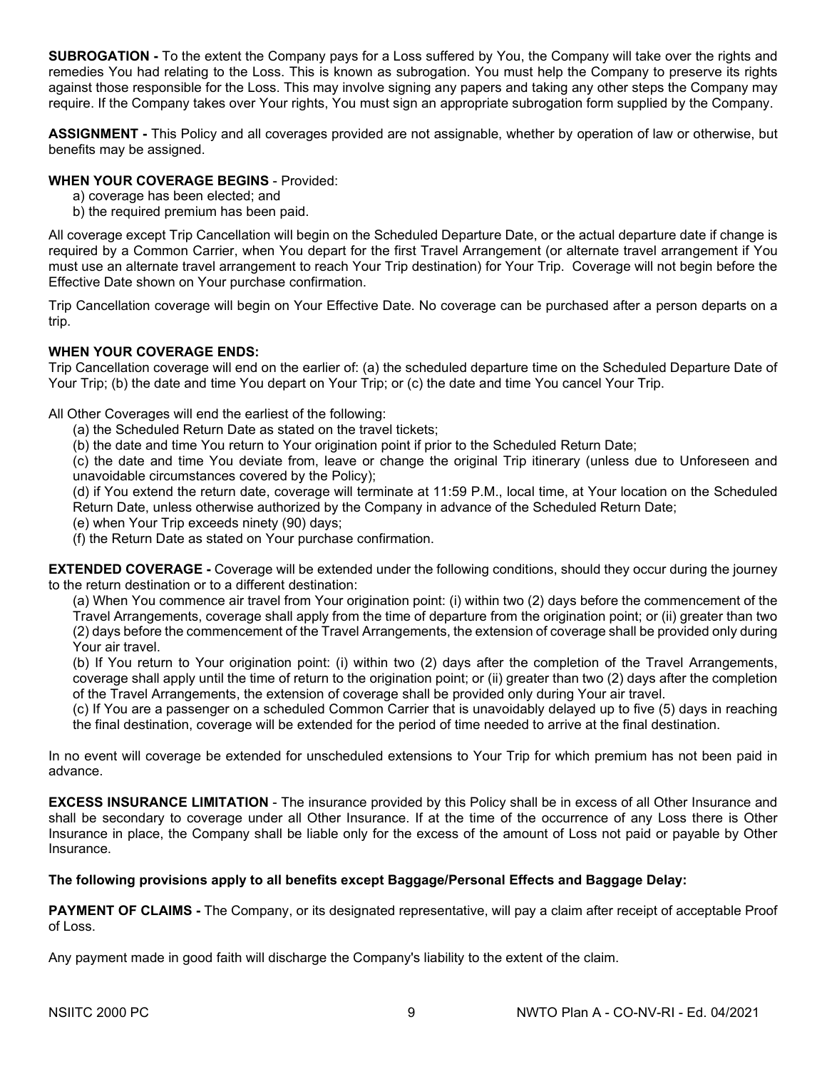**SUBROGATION -** To the extent the Company pays for a Loss suffered by You, the Company will take over the rights and remedies You had relating to the Loss. This is known as subrogation. You must help the Company to preserve its rights against those responsible for the Loss. This may involve signing any papers and taking any other steps the Company may require. If the Company takes over Your rights, You must sign an appropriate subrogation form supplied by the Company.

**ASSIGNMENT -** This Policy and all coverages provided are not assignable, whether by operation of law or otherwise, but benefits may be assigned.

**WHEN YOUR COVERAGE BEGINS** - Provided:

a) coverage has been elected; and
b) the required premium has been paid.

All coverage except Trip Cancellation will begin on the Scheduled Departure Date, or the actual departure date if change is required by a Common Carrier, when You depart for the first Travel Arrangement (or alternate travel arrangement if You must use an alternate travel arrangement to reach Your Trip destination) for Your Trip. Coverage will not begin before the Effective Date shown on Your purchase confirmation.

Trip Cancellation coverage will begin on Your Effective Date. No coverage can be purchased after a person departs on a trip.

**WHEN YOUR COVERAGE ENDS:**
Trip Cancellation coverage will end on the earlier of: (a) the scheduled departure time on the Scheduled Departure Date of Your Trip; (b) the date and time You depart on Your Trip; or (c) the date and time You cancel Your Trip.

All Other Coverages will end the earliest of the following:

(a) the Scheduled Return Date as stated on the travel tickets;
(b) the date and time You return to Your origination point if prior to the Scheduled Return Date;
(c) the date and time You deviate from, leave or change the original Trip itinerary (unless due to Unforeseen and unavoidable circumstances covered by the Policy);
(d) if You extend the return date, coverage will terminate at 11:59 P.M., local time, at Your location on the Scheduled Return Date, unless otherwise authorized by the Company in advance of the Scheduled Return Date;
(e) when Your Trip exceeds ninety (90) days;
(f) the Return Date as stated on Your purchase confirmation.

**EXTENDED COVERAGE -** Coverage will be extended under the following conditions, should they occur during the journey to the return destination or to a different destination:

(a) When You commence air travel from Your origination point: (i) within two (2) days before the commencement of the Travel Arrangements, coverage shall apply from the time of departure from the origination point; or (ii) greater than two (2) days before the commencement of the Travel Arrangements, the extension of coverage shall be provided only during Your air travel.
(b) If You return to Your origination point: (i) within two (2) days after the completion of the Travel Arrangements, coverage shall apply until the time of return to the origination point; or (ii) greater than two (2) days after the completion of the Travel Arrangements, the extension of coverage shall be provided only during Your air travel.
(c) If You are a passenger on a scheduled Common Carrier that is unavoidably delayed up to five (5) days in reaching the final destination, coverage will be extended for the period of time needed to arrive at the final destination.

In no event will coverage be extended for unscheduled extensions to Your Trip for which premium has not been paid in advance.

**EXCESS INSURANCE LIMITATION** - The insurance provided by this Policy shall be in excess of all Other Insurance and shall be secondary to coverage under all Other Insurance. If at the time of the occurrence of any Loss there is Other Insurance in place, the Company shall be liable only for the excess of the amount of Loss not paid or payable by Other Insurance.

**The following provisions apply to all benefits except Baggage/Personal Effects and Baggage Delay:**

**PAYMENT OF CLAIMS -** The Company, or its designated representative, will pay a claim after receipt of acceptable Proof of Loss.

Any payment made in good faith will discharge the Company's liability to the extent of the claim.

NSIITC 2000 PC NWTO Plan A - CO-NV-RI - Ed. 04/2021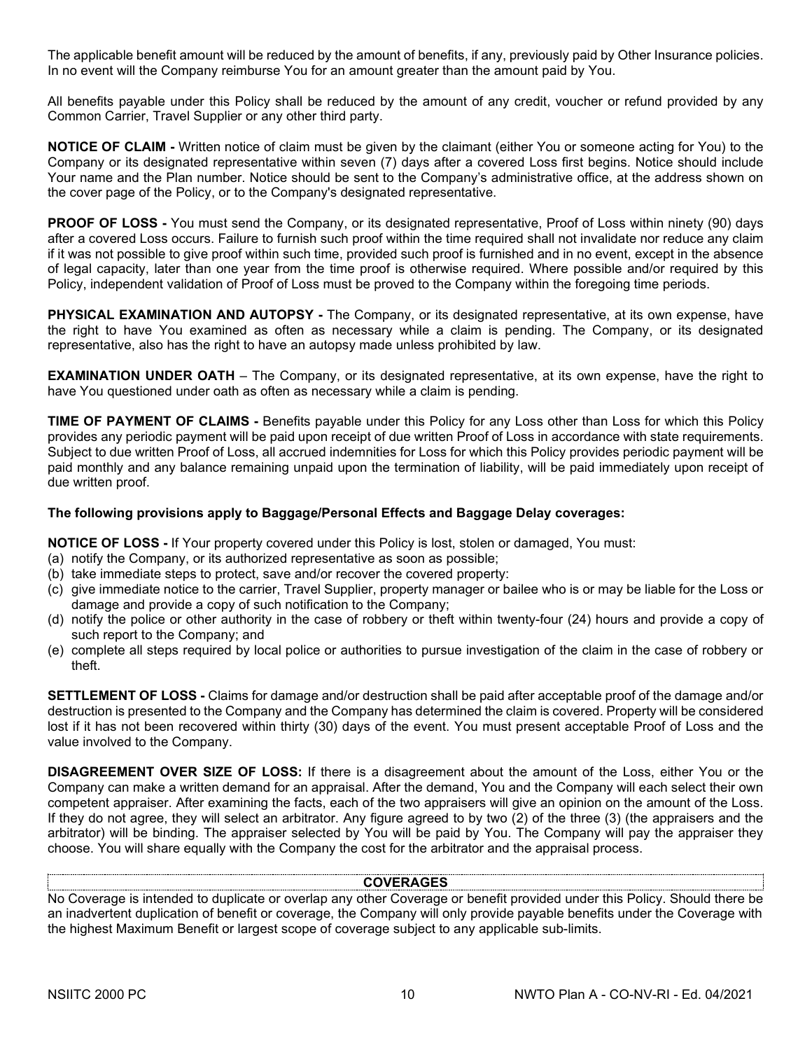The applicable benefit amount will be reduced by the amount of benefits, if any, previously paid by Other Insurance policies. In no event will the Company reimburse You for an amount greater than the amount paid by You.

All benefits payable under this Policy shall be reduced by the amount of any credit, voucher or refund provided by any Common Carrier, Travel Supplier or any other third party.

**NOTICE OF CLAIM -** Written notice of claim must be given by the claimant (either You or someone acting for You) to the Company or its designated representative within seven (7) days after a covered Loss first begins. Notice should include Your name and the Plan number. Notice should be sent to the Company's administrative office, at the address shown on the cover page of the Policy, or to the Company's designated representative.

**PROOF OF LOSS -** You must send the Company, or its designated representative, Proof of Loss within ninety (90) days after a covered Loss occurs. Failure to furnish such proof within the time required shall not invalidate nor reduce any claim if it was not possible to give proof within such time, provided such proof is furnished and in no event, except in the absence of legal capacity, later than one year from the time proof is otherwise required. Where possible and/or required by this Policy, independent validation of Proof of Loss must be proved to the Company within the foregoing time periods.

**PHYSICAL EXAMINATION AND AUTOPSY -** The Company, or its designated representative, at its own expense, have the right to have You examined as often as necessary while a claim is pending. The Company, or its designated representative, also has the right to have an autopsy made unless prohibited by law.

**EXAMINATION UNDER OATH** – The Company, or its designated representative, at its own expense, have the right to have You questioned under oath as often as necessary while a claim is pending.

**TIME OF PAYMENT OF CLAIMS -** Benefits payable under this Policy for any Loss other than Loss for which this Policy provides any periodic payment will be paid upon receipt of due written Proof of Loss in accordance with state requirements. Subject to due written Proof of Loss, all accrued indemnities for Loss for which this Policy provides periodic payment will be paid monthly and any balance remaining unpaid upon the termination of liability, will be paid immediately upon receipt of due written proof.

**The following provisions apply to Baggage/Personal Effects and Baggage Delay coverages:**

**NOTICE OF LOSS -** If Your property covered under this Policy is lost, stolen or damaged, You must:

(a) notify the Company, or its authorized representative as soon as possible;
(b) take immediate steps to protect, save and/or recover the covered property:
(c) give immediate notice to the carrier, Travel Supplier, property manager or bailee who is or may be liable for the Loss or damage and provide a copy of such notification to the Company;
(d) notify the police or other authority in the case of robbery or theft within twenty-four (24) hours and provide a copy of such report to the Company; and
(e) complete all steps required by local police or authorities to pursue investigation of the claim in the case of robbery or theft.

**SETTLEMENT OF LOSS -** Claims for damage and/or destruction shall be paid after acceptable proof of the damage and/or destruction is presented to the Company and the Company has determined the claim is covered. Property will be considered lost if it has not been recovered within thirty (30) days of the event. You must present acceptable Proof of Loss and the value involved to the Company.

**DISAGREEMENT OVER SIZE OF LOSS:** If there is a disagreement about the amount of the Loss, either You or the Company can make a written demand for an appraisal. After the demand, You and the Company will each select their own competent appraiser. After examining the facts, each of the two appraisers will give an opinion on the amount of the Loss. If they do not agree, they will select an arbitrator. Any figure agreed to by two (2) of the three (3) (the appraisers and the arbitrator) will be binding. The appraiser selected by You will be paid by You. The Company will pay the appraiser they choose. You will share equally with the Company the cost for the arbitrator and the appraisal process.

## COVERAGES

No Coverage is intended to duplicate or overlap any other Coverage or benefit provided under this Policy. Should there be an inadvertent duplication of benefit or coverage, the Company will only provide payable benefits under the Coverage with the highest Maximum Benefit or largest scope of coverage subject to any applicable sub-limits.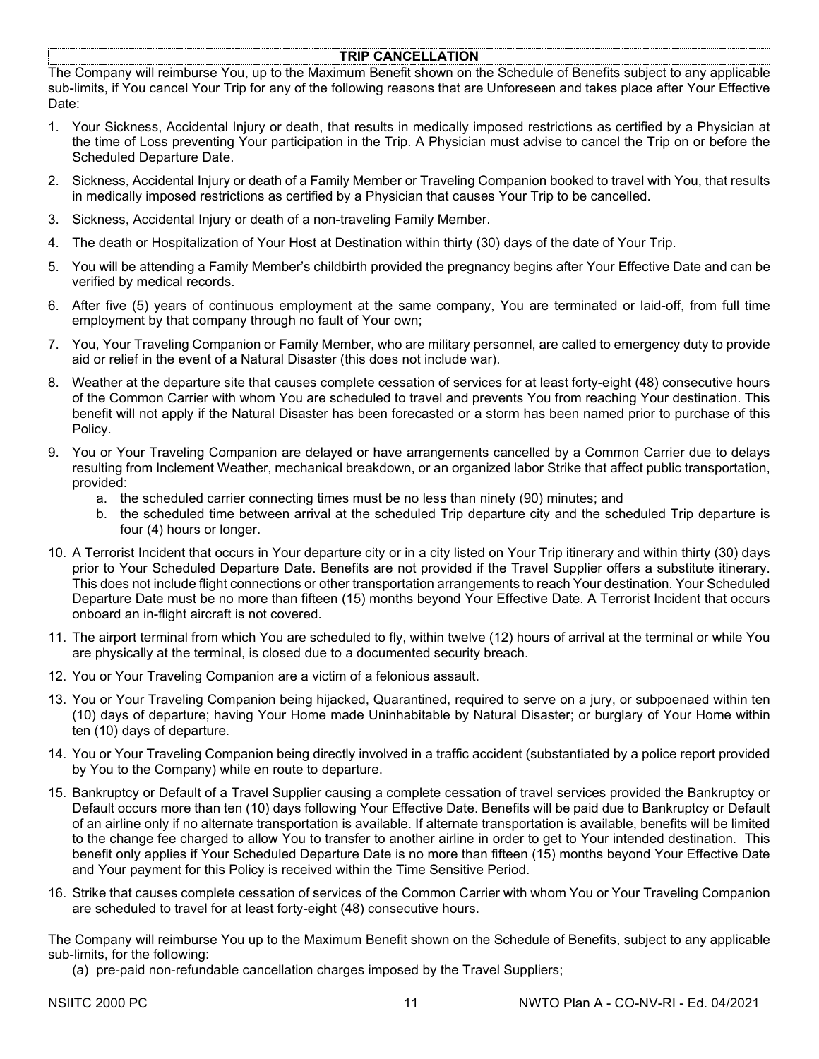## TRIP CANCELLATION

The Company will reimburse You, up to the Maximum Benefit shown on the Schedule of Benefits subject to any applicable sub-limits, if You cancel Your Trip for any of the following reasons that are Unforeseen and takes place after Your Effective Date:

1. Your Sickness, Accidental Injury or death, that results in medically imposed restrictions as certified by a Physician at the time of Loss preventing Your participation in the Trip. A Physician must advise to cancel the Trip on or before the Scheduled Departure Date.
2. Sickness, Accidental Injury or death of a Family Member or Traveling Companion booked to travel with You, that results in medically imposed restrictions as certified by a Physician that causes Your Trip to be cancelled.
3. Sickness, Accidental Injury or death of a non-traveling Family Member.
4. The death or Hospitalization of Your Host at Destination within thirty (30) days of the date of Your Trip.
5. You will be attending a Family Member's childbirth provided the pregnancy begins after Your Effective Date and can be verified by medical records.
6. After five (5) years of continuous employment at the same company, You are terminated or laid-off, from full time employment by that company through no fault of Your own;
7. You, Your Traveling Companion or Family Member, who are military personnel, are called to emergency duty to provide aid or relief in the event of a Natural Disaster (this does not include war).
8. Weather at the departure site that causes complete cessation of services for at least forty-eight (48) consecutive hours of the Common Carrier with whom You are scheduled to travel and prevents You from reaching Your destination. This benefit will not apply if the Natural Disaster has been forecasted or a storm has been named prior to purchase of this Policy.
9. You or Your Traveling Companion are delayed or have arrangements cancelled by a Common Carrier due to delays resulting from Inclement Weather, mechanical breakdown, or an organized labor Strike that affect public transportation, provided:
   a. the scheduled carrier connecting times must be no less than ninety (90) minutes; and
   b. the scheduled time between arrival at the scheduled Trip departure city and the scheduled Trip departure is four (4) hours or longer.
10. A Terrorist Incident that occurs in Your departure city or in a city listed on Your Trip itinerary and within thirty (30) days prior to Your Scheduled Departure Date. Benefits are not provided if the Travel Supplier offers a substitute itinerary. This does not include flight connections or other transportation arrangements to reach Your destination. Your Scheduled Departure Date must be no more than fifteen (15) months beyond Your Effective Date. A Terrorist Incident that occurs onboard an in-flight aircraft is not covered.
11. The airport terminal from which You are scheduled to fly, within twelve (12) hours of arrival at the terminal or while You are physically at the terminal, is closed due to a documented security breach.
12. You or Your Traveling Companion are a victim of a felonious assault.
13. You or Your Traveling Companion being hijacked, Quarantined, required to serve on a jury, or subpoenaed within ten (10) days of departure; having Your Home made Uninhabitable by Natural Disaster; or burglary of Your Home within ten (10) days of departure.
14. You or Your Traveling Companion being directly involved in a traffic accident (substantiated by a police report provided by You to the Company) while en route to departure.
15. Bankruptcy or Default of a Travel Supplier causing a complete cessation of travel services provided the Bankruptcy or Default occurs more than ten (10) days following Your Effective Date. Benefits will be paid due to Bankruptcy or Default of an airline only if no alternate transportation is available. If alternate transportation is available, benefits will be limited to the change fee charged to allow You to transfer to another airline in order to get to Your intended destination. This benefit only applies if Your Scheduled Departure Date is no more than fifteen (15) months beyond Your Effective Date and Your payment for this Policy is received within the Time Sensitive Period.
16. Strike that causes complete cessation of services of the Common Carrier with whom You or Your Traveling Companion are scheduled to travel for at least forty-eight (48) consecutive hours.

The Company will reimburse You up to the Maximum Benefit shown on the Schedule of Benefits, subject to any applicable sub-limits, for the following:

(a) pre-paid non-refundable cancellation charges imposed by the Travel Suppliers;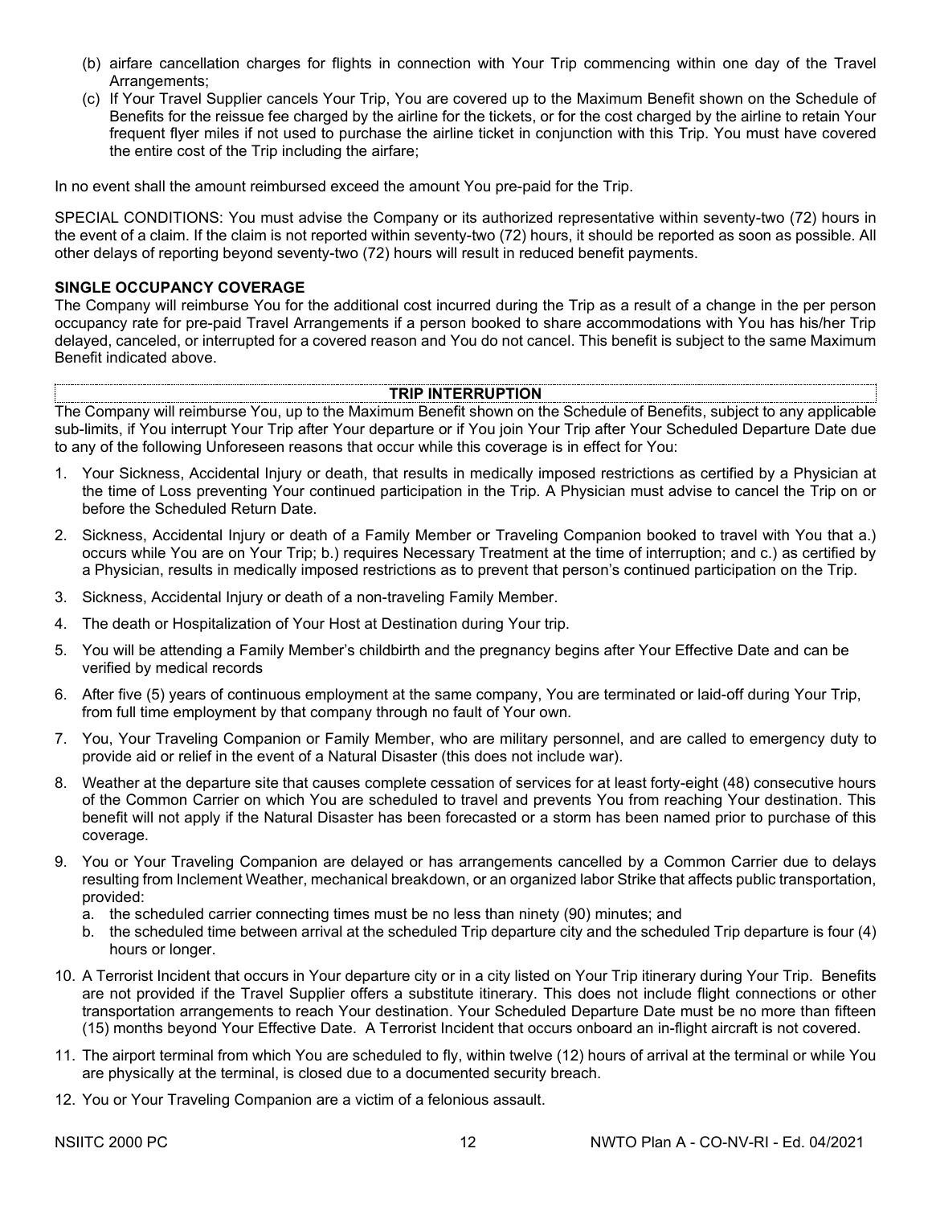(b) airfare cancellation charges for flights in connection with Your Trip commencing within one day of the Travel Arrangements;

(c) If Your Travel Supplier cancels Your Trip, You are covered up to the Maximum Benefit shown on the Schedule of Benefits for the reissue fee charged by the airline for the tickets, or for the cost charged by the airline to retain Your frequent flyer miles if not used to purchase the airline ticket in conjunction with this Trip. You must have covered the entire cost of the Trip including the airfare;

In no event shall the amount reimbursed exceed the amount You pre-paid for the Trip.

SPECIAL CONDITIONS: You must advise the Company or its authorized representative within seventy-two (72) hours in the event of a claim. If the claim is not reported within seventy-two (72) hours, it should be reported as soon as possible. All other delays of reporting beyond seventy-two (72) hours will result in reduced benefit payments.

**SINGLE OCCUPANCY COVERAGE**

The Company will reimburse You for the additional cost incurred during the Trip as a result of a change in the per person occupancy rate for pre-paid Travel Arrangements if a person booked to share accommodations with You has his/her Trip delayed, canceled, or interrupted for a covered reason and You do not cancel. This benefit is subject to the same Maximum Benefit indicated above.

## TRIP INTERRUPTION

The Company will reimburse You, up to the Maximum Benefit shown on the Schedule of Benefits, subject to any applicable sub-limits, if You interrupt Your Trip after Your departure or if You join Your Trip after Your Scheduled Departure Date due to any of the following Unforeseen reasons that occur while this coverage is in effect for You:

1. Your Sickness, Accidental Injury or death, that results in medically imposed restrictions as certified by a Physician at the time of Loss preventing Your continued participation in the Trip. A Physician must advise to cancel the Trip on or before the Scheduled Return Date.
2. Sickness, Accidental Injury or death of a Family Member or Traveling Companion booked to travel with You that a.) occurs while You are on Your Trip; b.) requires Necessary Treatment at the time of interruption; and c.) as certified by a Physician, results in medically imposed restrictions as to prevent that person's continued participation on the Trip.
3. Sickness, Accidental Injury or death of a non-traveling Family Member.
4. The death or Hospitalization of Your Host at Destination during Your trip.
5. You will be attending a Family Member's childbirth and the pregnancy begins after Your Effective Date and can be verified by medical records
6. After five (5) years of continuous employment at the same company, You are terminated or laid-off during Your Trip, from full time employment by that company through no fault of Your own.
7. You, Your Traveling Companion or Family Member, who are military personnel, and are called to emergency duty to provide aid or relief in the event of a Natural Disaster (this does not include war).
8. Weather at the departure site that causes complete cessation of services for at least forty-eight (48) consecutive hours of the Common Carrier on which You are scheduled to travel and prevents You from reaching Your destination. This benefit will not apply if the Natural Disaster has been forecasted or a storm has been named prior to purchase of this coverage.
9. You or Your Traveling Companion are delayed or has arrangements cancelled by a Common Carrier due to delays resulting from Inclement Weather, mechanical breakdown, or an organized labor Strike that affects public transportation, provided:
   a. the scheduled carrier connecting times must be no less than ninety (90) minutes; and
   b. the scheduled time between arrival at the scheduled Trip departure city and the scheduled Trip departure is four (4) hours or longer.
10. A Terrorist Incident that occurs in Your departure city or in a city listed on Your Trip itinerary during Your Trip. Benefits are not provided if the Travel Supplier offers a substitute itinerary. This does not include flight connections or other transportation arrangements to reach Your destination. Your Scheduled Departure Date must be no more than fifteen (15) months beyond Your Effective Date. A Terrorist Incident that occurs onboard an in-flight aircraft is not covered.
11. The airport terminal from which You are scheduled to fly, within twelve (12) hours of arrival at the terminal or while You are physically at the terminal, is closed due to a documented security breach.
12. You or Your Traveling Companion are a victim of a felonious assault.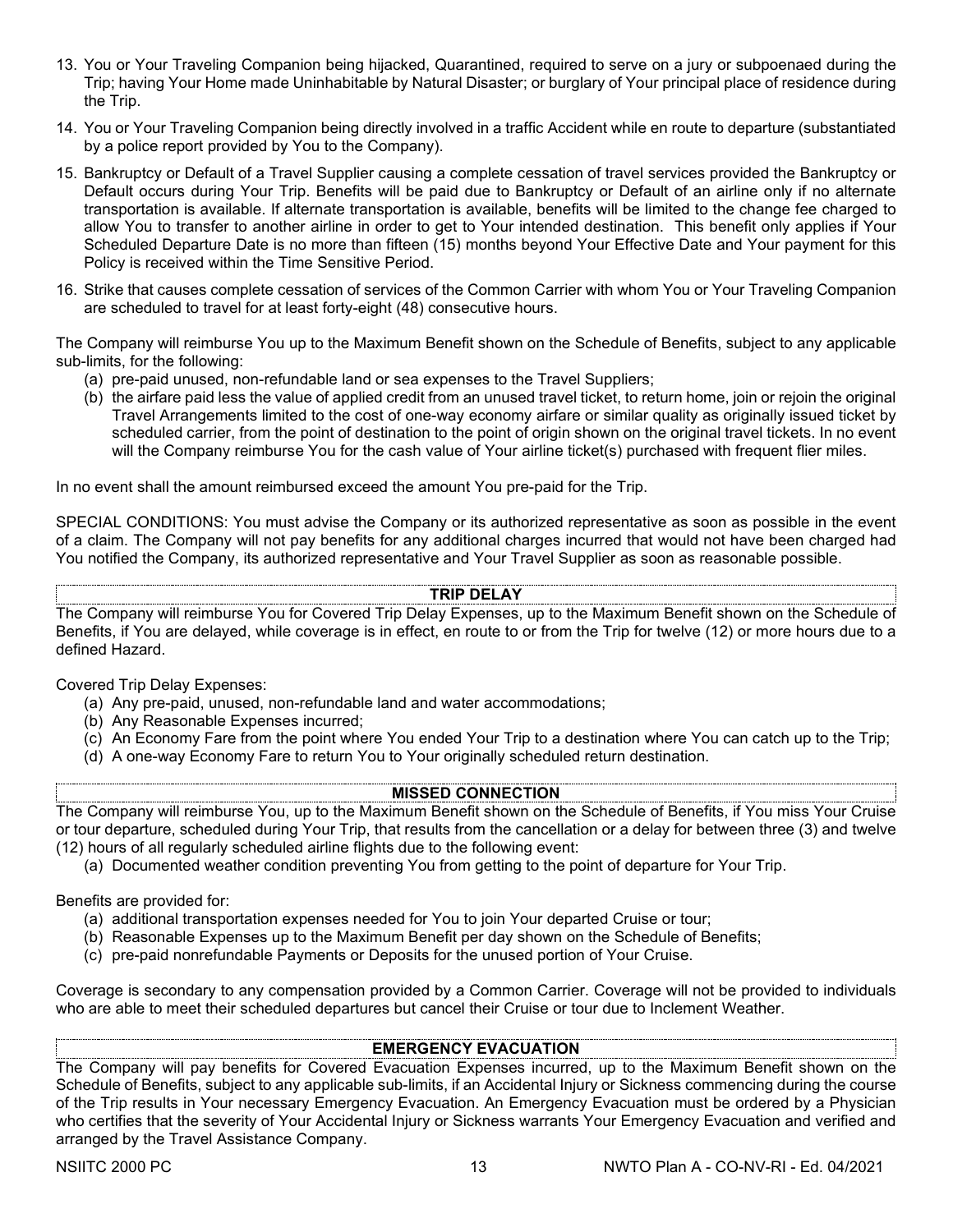13. You or Your Traveling Companion being hijacked, Quarantined, required to serve on a jury or subpoenaed during the Trip; having Your Home made Uninhabitable by Natural Disaster; or burglary of Your principal place of residence during the Trip.
14. You or Your Traveling Companion being directly involved in a traffic Accident while en route to departure (substantiated by a police report provided by You to the Company).
15. Bankruptcy or Default of a Travel Supplier causing a complete cessation of travel services provided the Bankruptcy or Default occurs during Your Trip. Benefits will be paid due to Bankruptcy or Default of an airline only if no alternate transportation is available. If alternate transportation is available, benefits will be limited to the change fee charged to allow You to transfer to another airline in order to get to Your intended destination. This benefit only applies if Your Scheduled Departure Date is no more than fifteen (15) months beyond Your Effective Date and Your payment for this Policy is received within the Time Sensitive Period.
16. Strike that causes complete cessation of services of the Common Carrier with whom You or Your Traveling Companion are scheduled to travel for at least forty-eight (48) consecutive hours.

The Company will reimburse You up to the Maximum Benefit shown on the Schedule of Benefits, subject to any applicable sub-limits, for the following:

(a) pre-paid unused, non-refundable land or sea expenses to the Travel Suppliers;
(b) the airfare paid less the value of applied credit from an unused travel ticket, to return home, join or rejoin the original Travel Arrangements limited to the cost of one-way economy airfare or similar quality as originally issued ticket by scheduled carrier, from the point of destination to the point of origin shown on the original travel tickets. In no event will the Company reimburse You for the cash value of Your airline ticket(s) purchased with frequent flier miles.

In no event shall the amount reimbursed exceed the amount You pre-paid for the Trip.

SPECIAL CONDITIONS: You must advise the Company or its authorized representative as soon as possible in the event of a claim. The Company will not pay benefits for any additional charges incurred that would not have been charged had You notified the Company, its authorized representative and Your Travel Supplier as soon as reasonable possible.

## TRIP DELAY

The Company will reimburse You for Covered Trip Delay Expenses, up to the Maximum Benefit shown on the Schedule of Benefits, if You are delayed, while coverage is in effect, en route to or from the Trip for twelve (12) or more hours due to a defined Hazard.

Covered Trip Delay Expenses:

(a) Any pre-paid, unused, non-refundable land and water accommodations;
(b) Any Reasonable Expenses incurred;
(c) An Economy Fare from the point where You ended Your Trip to a destination where You can catch up to the Trip;
(d) A one-way Economy Fare to return You to Your originally scheduled return destination.

## MISSED CONNECTION

The Company will reimburse You, up to the Maximum Benefit shown on the Schedule of Benefits, if You miss Your Cruise or tour departure, scheduled during Your Trip, that results from the cancellation or a delay for between three (3) and twelve (12) hours of all regularly scheduled airline flights due to the following event:

(a) Documented weather condition preventing You from getting to the point of departure for Your Trip.

Benefits are provided for:

(a) additional transportation expenses needed for You to join Your departed Cruise or tour;
(b) Reasonable Expenses up to the Maximum Benefit per day shown on the Schedule of Benefits;
(c) pre-paid nonrefundable Payments or Deposits for the unused portion of Your Cruise.

Coverage is secondary to any compensation provided by a Common Carrier. Coverage will not be provided to individuals who are able to meet their scheduled departures but cancel their Cruise or tour due to Inclement Weather.

## EMERGENCY EVACUATION

The Company will pay benefits for Covered Evacuation Expenses incurred, up to the Maximum Benefit shown on the Schedule of Benefits, subject to any applicable sub-limits, if an Accidental Injury or Sickness commencing during the course of the Trip results in Your necessary Emergency Evacuation. An Emergency Evacuation must be ordered by a Physician who certifies that the severity of Your Accidental Injury or Sickness warrants Your Emergency Evacuation and verified and arranged by the Travel Assistance Company.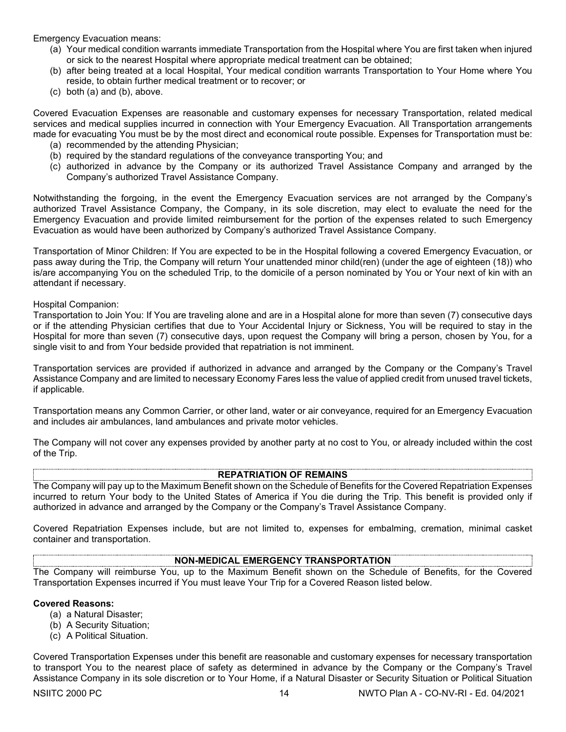Emergency Evacuation means:

(a) Your medical condition warrants immediate Transportation from the Hospital where You are first taken when injured or sick to the nearest Hospital where appropriate medical treatment can be obtained;
(b) after being treated at a local Hospital, Your medical condition warrants Transportation to Your Home where You reside, to obtain further medical treatment or to recover; or
(c) both (a) and (b), above.

Covered Evacuation Expenses are reasonable and customary expenses for necessary Transportation, related medical services and medical supplies incurred in connection with Your Emergency Evacuation. All Transportation arrangements made for evacuating You must be by the most direct and economical route possible. Expenses for Transportation must be:

(a) recommended by the attending Physician;
(b) required by the standard regulations of the conveyance transporting You; and
(c) authorized in advance by the Company or its authorized Travel Assistance Company and arranged by the Company's authorized Travel Assistance Company.

Notwithstanding the forgoing, in the event the Emergency Evacuation services are not arranged by the Company's authorized Travel Assistance Company, the Company, in its sole discretion, may elect to evaluate the need for the Emergency Evacuation and provide limited reimbursement for the portion of the expenses related to such Emergency Evacuation as would have been authorized by Company's authorized Travel Assistance Company.

Transportation of Minor Children: If You are expected to be in the Hospital following a covered Emergency Evacuation, or pass away during the Trip, the Company will return Your unattended minor child(ren) (under the age of eighteen (18)) who is/are accompanying You on the scheduled Trip, to the domicile of a person nominated by You or Your next of kin with an attendant if necessary.

Hospital Companion:
Transportation to Join You: If You are traveling alone and are in a Hospital alone for more than seven (7) consecutive days or if the attending Physician certifies that due to Your Accidental Injury or Sickness, You will be required to stay in the Hospital for more than seven (7) consecutive days, upon request the Company will bring a person, chosen by You, for a single visit to and from Your bedside provided that repatriation is not imminent.

Transportation services are provided if authorized in advance and arranged by the Company or the Company's Travel Assistance Company and are limited to necessary Economy Fares less the value of applied credit from unused travel tickets, if applicable.

Transportation means any Common Carrier, or other land, water or air conveyance, required for an Emergency Evacuation and includes air ambulances, land ambulances and private motor vehicles.

The Company will not cover any expenses provided by another party at no cost to You, or already included within the cost of the Trip.

## REPATRIATION OF REMAINS

The Company will pay up to the Maximum Benefit shown on the Schedule of Benefits for the Covered Repatriation Expenses incurred to return Your body to the United States of America if You die during the Trip. This benefit is provided only if authorized in advance and arranged by the Company or the Company's Travel Assistance Company.

Covered Repatriation Expenses include, but are not limited to, expenses for embalming, cremation, minimal casket container and transportation.

## NON-MEDICAL EMERGENCY TRANSPORTATION

The Company will reimburse You, up to the Maximum Benefit shown on the Schedule of Benefits, for the Covered Transportation Expenses incurred if You must leave Your Trip for a Covered Reason listed below.

**Covered Reasons:**

(a) a Natural Disaster;
(b) A Security Situation;
(c) A Political Situation.

Covered Transportation Expenses under this benefit are reasonable and customary expenses for necessary transportation to transport You to the nearest place of safety as determined in advance by the Company or the Company's Travel Assistance Company in its sole discretion or to Your Home, if a Natural Disaster or Security Situation or Political Situation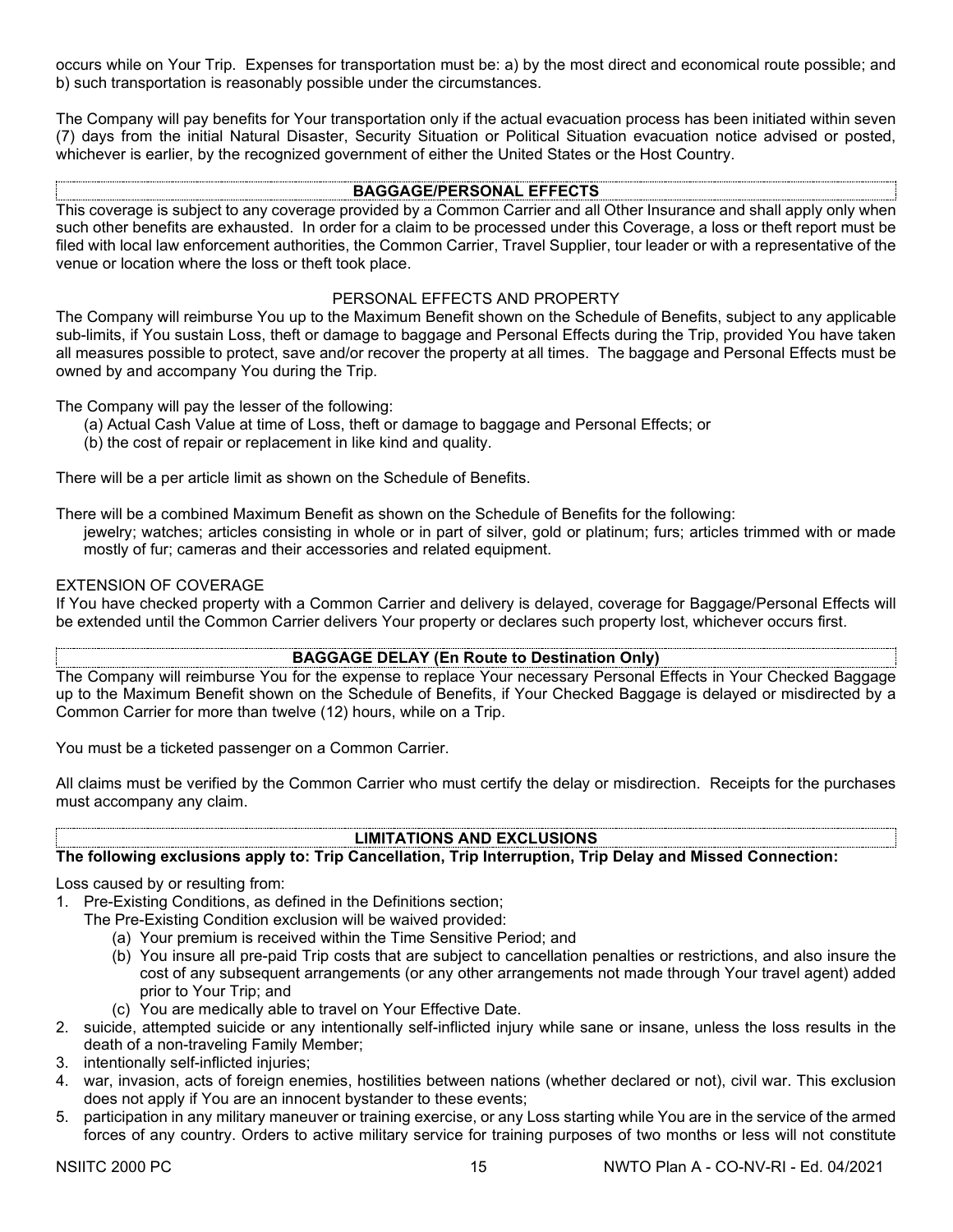occurs while on Your Trip. Expenses for transportation must be: a) by the most direct and economical route possible; and b) such transportation is reasonably possible under the circumstances.

The Company will pay benefits for Your transportation only if the actual evacuation process has been initiated within seven (7) days from the initial Natural Disaster, Security Situation or Political Situation evacuation notice advised or posted, whichever is earlier, by the recognized government of either the United States or the Host Country.

## BAGGAGE/PERSONAL EFFECTS

This coverage is subject to any coverage provided by a Common Carrier and all Other Insurance and shall apply only when such other benefits are exhausted. In order for a claim to be processed under this Coverage, a loss or theft report must be filed with local law enforcement authorities, the Common Carrier, Travel Supplier, tour leader or with a representative of the venue or location where the loss or theft took place.

### PERSONAL EFFECTS AND PROPERTY

The Company will reimburse You up to the Maximum Benefit shown on the Schedule of Benefits, subject to any applicable sub-limits, if You sustain Loss, theft or damage to baggage and Personal Effects during the Trip, provided You have taken all measures possible to protect, save and/or recover the property at all times. The baggage and Personal Effects must be owned by and accompany You during the Trip.

The Company will pay the lesser of the following:

(a) Actual Cash Value at time of Loss, theft or damage to baggage and Personal Effects; or
(b) the cost of repair or replacement in like kind and quality.

There will be a per article limit as shown on the Schedule of Benefits.

There will be a combined Maximum Benefit as shown on the Schedule of Benefits for the following:

jewelry; watches; articles consisting in whole or in part of silver, gold or platinum; furs; articles trimmed with or made mostly of fur; cameras and their accessories and related equipment.

### EXTENSION OF COVERAGE

If You have checked property with a Common Carrier and delivery is delayed, coverage for Baggage/Personal Effects will be extended until the Common Carrier delivers Your property or declares such property lost, whichever occurs first.

## BAGGAGE DELAY (En Route to Destination Only)

The Company will reimburse You for the expense to replace Your necessary Personal Effects in Your Checked Baggage up to the Maximum Benefit shown on the Schedule of Benefits, if Your Checked Baggage is delayed or misdirected by a Common Carrier for more than twelve (12) hours, while on a Trip.

You must be a ticketed passenger on a Common Carrier.

All claims must be verified by the Common Carrier who must certify the delay or misdirection. Receipts for the purchases must accompany any claim.

## LIMITATIONS AND EXCLUSIONS

**The following exclusions apply to: Trip Cancellation, Trip Interruption, Trip Delay and Missed Connection:**

Loss caused by or resulting from:

1. Pre-Existing Conditions, as defined in the Definitions section;
   The Pre-Existing Condition exclusion will be waived provided:
   (a) Your premium is received within the Time Sensitive Period; and
   (b) You insure all pre-paid Trip costs that are subject to cancellation penalties or restrictions, and also insure the cost of any subsequent arrangements (or any other arrangements not made through Your travel agent) added prior to Your Trip; and
   (c) You are medically able to travel on Your Effective Date.
2. suicide, attempted suicide or any intentionally self-inflicted injury while sane or insane, unless the loss results in the death of a non-traveling Family Member;
3. intentionally self-inflicted injuries;
4. war, invasion, acts of foreign enemies, hostilities between nations (whether declared or not), civil war. This exclusion does not apply if You are an innocent bystander to these events;
5. participation in any military maneuver or training exercise, or any Loss starting while You are in the service of the armed forces of any country. Orders to active military service for training purposes of two months or less will not constitute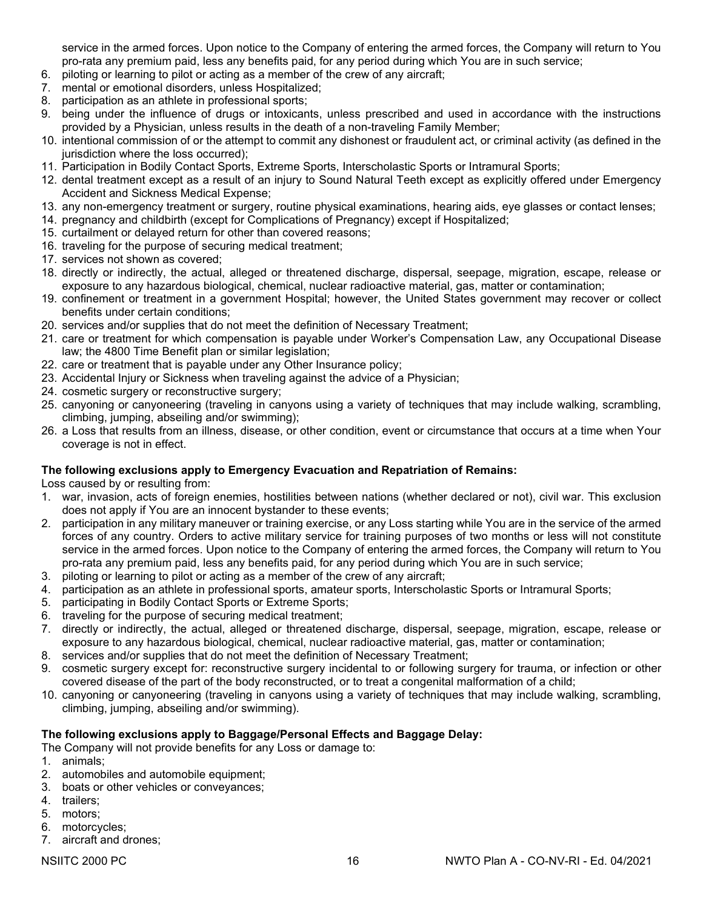service in the armed forces. Upon notice to the Company of entering the armed forces, the Company will return to You pro-rata any premium paid, less any benefits paid, for any period during which You are in such service;

6. piloting or learning to pilot or acting as a member of the crew of any aircraft;
7. mental or emotional disorders, unless Hospitalized;
8. participation as an athlete in professional sports;
9. being under the influence of drugs or intoxicants, unless prescribed and used in accordance with the instructions provided by a Physician, unless results in the death of a non-traveling Family Member;
10. intentional commission of or the attempt to commit any dishonest or fraudulent act, or criminal activity (as defined in the jurisdiction where the loss occurred);
11. Participation in Bodily Contact Sports, Extreme Sports, Interscholastic Sports or Intramural Sports;
12. dental treatment except as a result of an injury to Sound Natural Teeth except as explicitly offered under Emergency Accident and Sickness Medical Expense;
13. any non-emergency treatment or surgery, routine physical examinations, hearing aids, eye glasses or contact lenses;
14. pregnancy and childbirth (except for Complications of Pregnancy) except if Hospitalized;
15. curtailment or delayed return for other than covered reasons;
16. traveling for the purpose of securing medical treatment;
17. services not shown as covered;
18. directly or indirectly, the actual, alleged or threatened discharge, dispersal, seepage, migration, escape, release or exposure to any hazardous biological, chemical, nuclear radioactive material, gas, matter or contamination;
19. confinement or treatment in a government Hospital; however, the United States government may recover or collect benefits under certain conditions;
20. services and/or supplies that do not meet the definition of Necessary Treatment;
21. care or treatment for which compensation is payable under Worker's Compensation Law, any Occupational Disease law; the 4800 Time Benefit plan or similar legislation;
22. care or treatment that is payable under any Other Insurance policy;
23. Accidental Injury or Sickness when traveling against the advice of a Physician;
24. cosmetic surgery or reconstructive surgery;
25. canyoning or canyoneering (traveling in canyons using a variety of techniques that may include walking, scrambling, climbing, jumping, abseiling and/or swimming);
26. a Loss that results from an illness, disease, or other condition, event or circumstance that occurs at a time when Your coverage is not in effect.

**The following exclusions apply to Emergency Evacuation and Repatriation of Remains:**

Loss caused by or resulting from:

1. war, invasion, acts of foreign enemies, hostilities between nations (whether declared or not), civil war. This exclusion does not apply if You are an innocent bystander to these events;
2. participation in any military maneuver or training exercise, or any Loss starting while You are in the service of the armed forces of any country. Orders to active military service for training purposes of two months or less will not constitute service in the armed forces. Upon notice to the Company of entering the armed forces, the Company will return to You pro-rata any premium paid, less any benefits paid, for any period during which You are in such service;
3. piloting or learning to pilot or acting as a member of the crew of any aircraft;
4. participation as an athlete in professional sports, amateur sports, Interscholastic Sports or Intramural Sports;
5. participating in Bodily Contact Sports or Extreme Sports;
6. traveling for the purpose of securing medical treatment;
7. directly or indirectly, the actual, alleged or threatened discharge, dispersal, seepage, migration, escape, release or exposure to any hazardous biological, chemical, nuclear radioactive material, gas, matter or contamination;
8. services and/or supplies that do not meet the definition of Necessary Treatment;
9. cosmetic surgery except for: reconstructive surgery incidental to or following surgery for trauma, or infection or other covered disease of the part of the body reconstructed, or to treat a congenital malformation of a child;
10. canyoning or canyoneering (traveling in canyons using a variety of techniques that may include walking, scrambling, climbing, jumping, abseiling and/or swimming).

**The following exclusions apply to Baggage/Personal Effects and Baggage Delay:**

The Company will not provide benefits for any Loss or damage to:

1. animals;
2. automobiles and automobile equipment;
3. boats or other vehicles or conveyances;
4. trailers;
5. motors;
6. motorcycles;
7. aircraft and drones;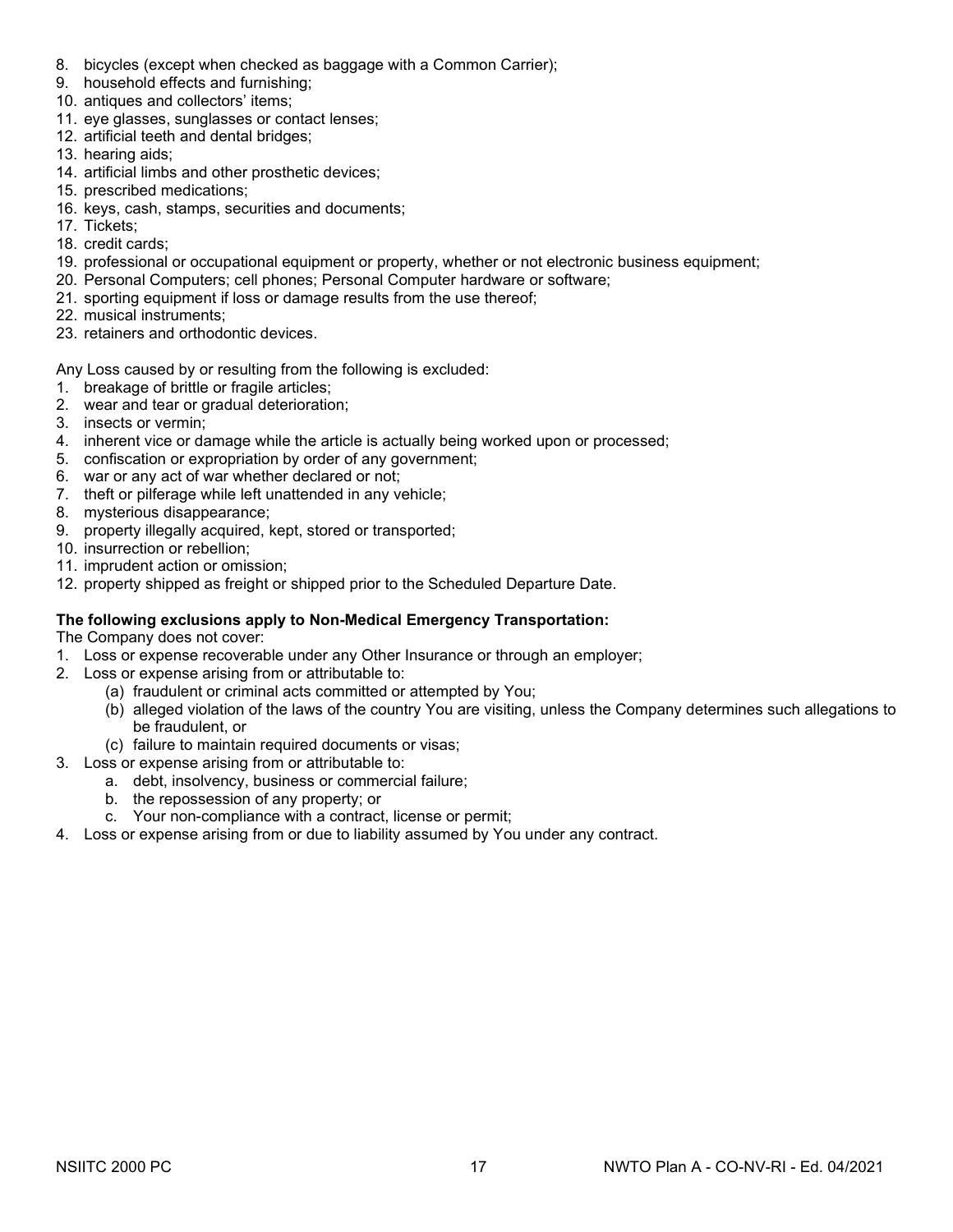8. bicycles (except when checked as baggage with a Common Carrier);
9. household effects and furnishing;
10. antiques and collectors' items;
11. eye glasses, sunglasses or contact lenses;
12. artificial teeth and dental bridges;
13. hearing aids;
14. artificial limbs and other prosthetic devices;
15. prescribed medications;
16. keys, cash, stamps, securities and documents;
17. Tickets;
18. credit cards;
19. professional or occupational equipment or property, whether or not electronic business equipment;
20. Personal Computers; cell phones; Personal Computer hardware or software;
21. sporting equipment if loss or damage results from the use thereof;
22. musical instruments;
23. retainers and orthodontic devices.

Any Loss caused by or resulting from the following is excluded:
1. breakage of brittle or fragile articles;
2. wear and tear or gradual deterioration;
3. insects or vermin;
4. inherent vice or damage while the article is actually being worked upon or processed;
5. confiscation or expropriation by order of any government;
6. war or any act of war whether declared or not;
7. theft or pilferage while left unattended in any vehicle;
8. mysterious disappearance;
9. property illegally acquired, kept, stored or transported;
10. insurrection or rebellion;
11. imprudent action or omission;
12. property shipped as freight or shipped prior to the Scheduled Departure Date.

**The following exclusions apply to Non-Medical Emergency Transportation:**

The Company does not cover:
1. Loss or expense recoverable under any Other Insurance or through an employer;
2. Loss or expense arising from or attributable to:
   (a) fraudulent or criminal acts committed or attempted by You;
   (b) alleged violation of the laws of the country You are visiting, unless the Company determines such allegations to be fraudulent, or
   (c) failure to maintain required documents or visas;
3. Loss or expense arising from or attributable to:
   a. debt, insolvency, business or commercial failure;
   b. the repossession of any property; or
   c. Your non-compliance with a contract, license or permit;
4. Loss or expense arising from or due to liability assumed by You under any contract.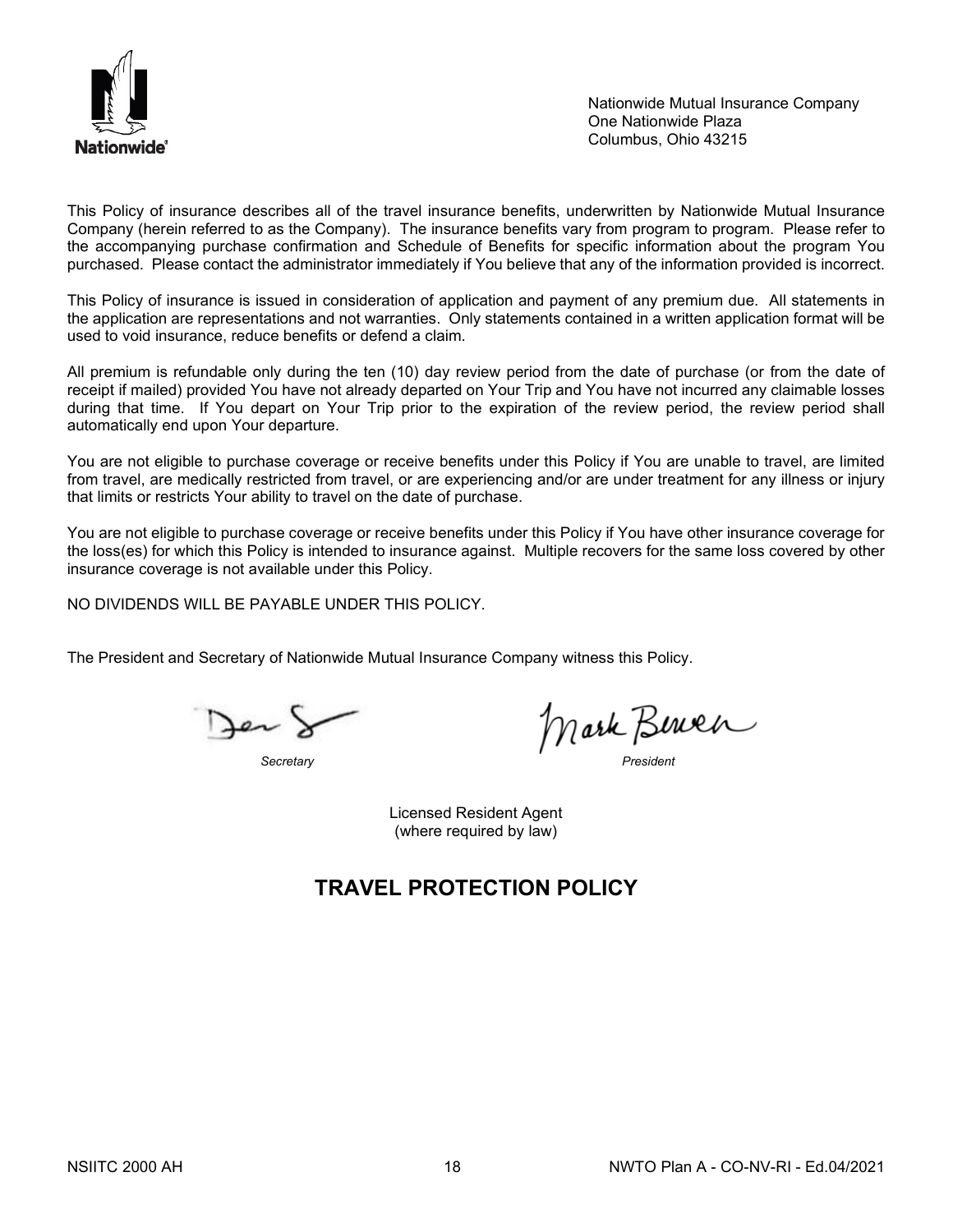Nationwide Mutual Insurance Company
One Nationwide Plaza
Columbus, Ohio 43215

This Policy of insurance describes all of the travel insurance benefits, underwritten by Nationwide Mutual Insurance Company (herein referred to as the Company). The insurance benefits vary from program to program. Please refer to the accompanying purchase confirmation and Schedule of Benefits for specific information about the program You purchased. Please contact the administrator immediately if You believe that any of the information provided is incorrect.

This Policy of insurance is issued in consideration of application and payment of any premium due. All statements in the application are representations and not warranties. Only statements contained in a written application format will be used to void insurance, reduce benefits or defend a claim.

All premium is refundable only during the ten (10) day review period from the date of purchase (or from the date of receipt if mailed) provided You have not already departed on Your Trip and You have not incurred any claimable losses during that time. If You depart on Your Trip prior to the expiration of the review period, the review period shall automatically end upon Your departure.

You are not eligible to purchase coverage or receive benefits under this Policy if You are unable to travel, are limited from travel, are medically restricted from travel, or are experiencing and/or are under treatment for any illness or injury that limits or restricts Your ability to travel on the date of purchase.

You are not eligible to purchase coverage or receive benefits under this Policy if You have other insurance coverage for the loss(es) for which this Policy is intended to insurance against. Multiple recovers for the same loss covered by other insurance coverage is not available under this Policy.

NO DIVIDENDS WILL BE PAYABLE UNDER THIS POLICY.

The President and Secretary of Nationwide Mutual Insurance Company witness this Policy.

*Secretary* *President*

Licensed Resident Agent
(where required by law)

# TRAVEL PROTECTION POLICY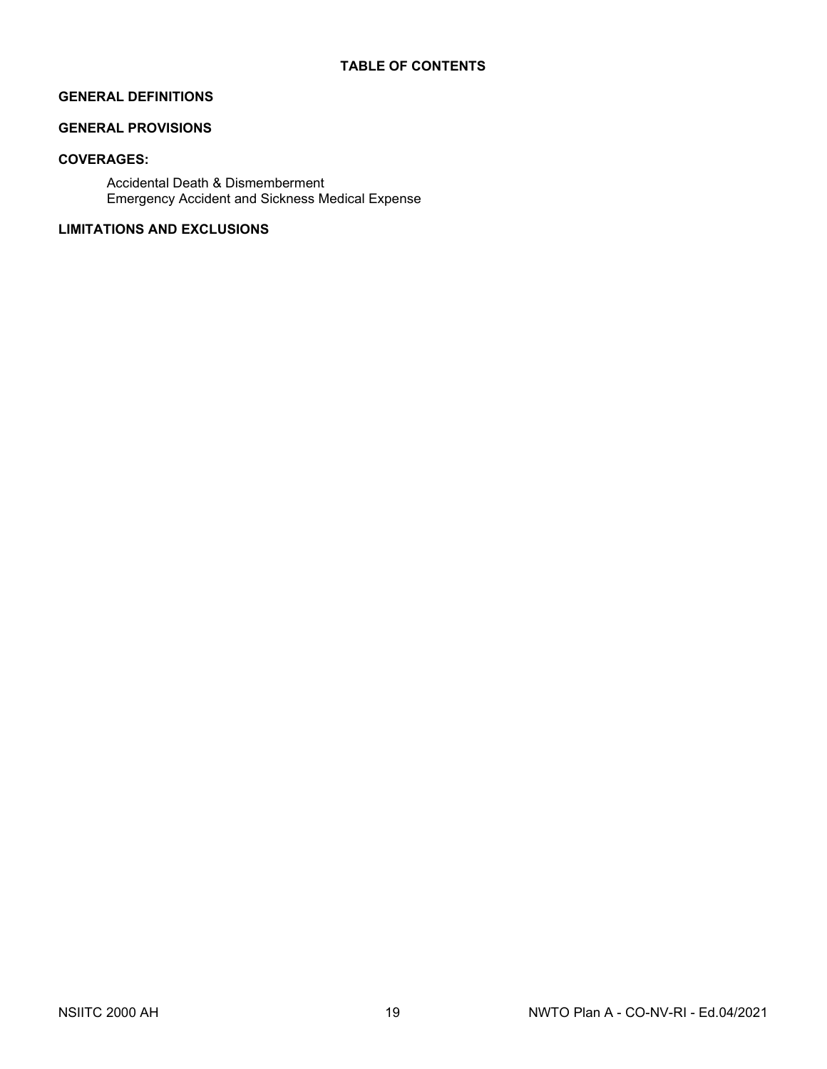# TABLE OF CONTENTS

**GENERAL DEFINITIONS**

**GENERAL PROVISIONS**

**COVERAGES:**

- Accidental Death & Dismemberment
- Emergency Accident and Sickness Medical Expense

**LIMITATIONS AND EXCLUSIONS**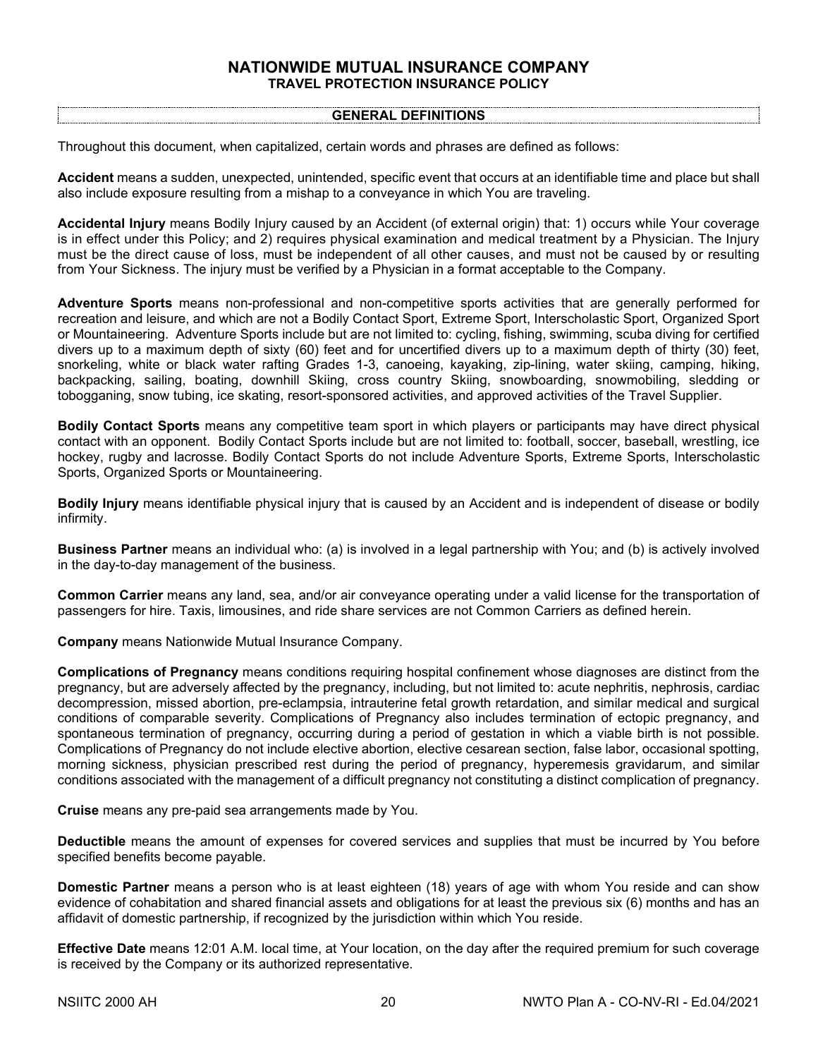# NATIONWIDE MUTUAL INSURANCE COMPANY
## TRAVEL PROTECTION INSURANCE POLICY

### GENERAL DEFINITIONS

Throughout this document, when capitalized, certain words and phrases are defined as follows:

**Accident** means a sudden, unexpected, unintended, specific event that occurs at an identifiable time and place but shall also include exposure resulting from a mishap to a conveyance in which You are traveling.

**Accidental Injury** means Bodily Injury caused by an Accident (of external origin) that: 1) occurs while Your coverage is in effect under this Policy; and 2) requires physical examination and medical treatment by a Physician. The Injury must be the direct cause of loss, must be independent of all other causes, and must not be caused by or resulting from Your Sickness. The injury must be verified by a Physician in a format acceptable to the Company.

**Adventure Sports** means non-professional and non-competitive sports activities that are generally performed for recreation and leisure, and which are not a Bodily Contact Sport, Extreme Sport, Interscholastic Sport, Organized Sport or Mountaineering. Adventure Sports include but are not limited to: cycling, fishing, swimming, scuba diving for certified divers up to a maximum depth of sixty (60) feet and for uncertified divers up to a maximum depth of thirty (30) feet, snorkeling, white or black water rafting Grades 1-3, canoeing, kayaking, zip-lining, water skiing, camping, hiking, backpacking, sailing, boating, downhill Skiing, cross country Skiing, snowboarding, snowmobiling, sledding or tobogganing, snow tubing, ice skating, resort-sponsored activities, and approved activities of the Travel Supplier.

**Bodily Contact Sports** means any competitive team sport in which players or participants may have direct physical contact with an opponent. Bodily Contact Sports include but are not limited to: football, soccer, baseball, wrestling, ice hockey, rugby and lacrosse. Bodily Contact Sports do not include Adventure Sports, Extreme Sports, Interscholastic Sports, Organized Sports or Mountaineering.

**Bodily Injury** means identifiable physical injury that is caused by an Accident and is independent of disease or bodily infirmity.

**Business Partner** means an individual who: (a) is involved in a legal partnership with You; and (b) is actively involved in the day-to-day management of the business.

**Common Carrier** means any land, sea, and/or air conveyance operating under a valid license for the transportation of passengers for hire. Taxis, limousines, and ride share services are not Common Carriers as defined herein.

**Company** means Nationwide Mutual Insurance Company.

**Complications of Pregnancy** means conditions requiring hospital confinement whose diagnoses are distinct from the pregnancy, but are adversely affected by the pregnancy, including, but not limited to: acute nephritis, nephrosis, cardiac decompression, missed abortion, pre-eclampsia, intrauterine fetal growth retardation, and similar medical and surgical conditions of comparable severity. Complications of Pregnancy also includes termination of ectopic pregnancy, and spontaneous termination of pregnancy, occurring during a period of gestation in which a viable birth is not possible. Complications of Pregnancy do not include elective abortion, elective cesarean section, false labor, occasional spotting, morning sickness, physician prescribed rest during the period of pregnancy, hyperemesis gravidarum, and similar conditions associated with the management of a difficult pregnancy not constituting a distinct complication of pregnancy.

**Cruise** means any pre-paid sea arrangements made by You.

**Deductible** means the amount of expenses for covered services and supplies that must be incurred by You before specified benefits become payable.

**Domestic Partner** means a person who is at least eighteen (18) years of age with whom You reside and can show evidence of cohabitation and shared financial assets and obligations for at least the previous six (6) months and has an affidavit of domestic partnership, if recognized by the jurisdiction within which You reside.

**Effective Date** means 12:01 A.M. local time, at Your location, on the day after the required premium for such coverage is received by the Company or its authorized representative.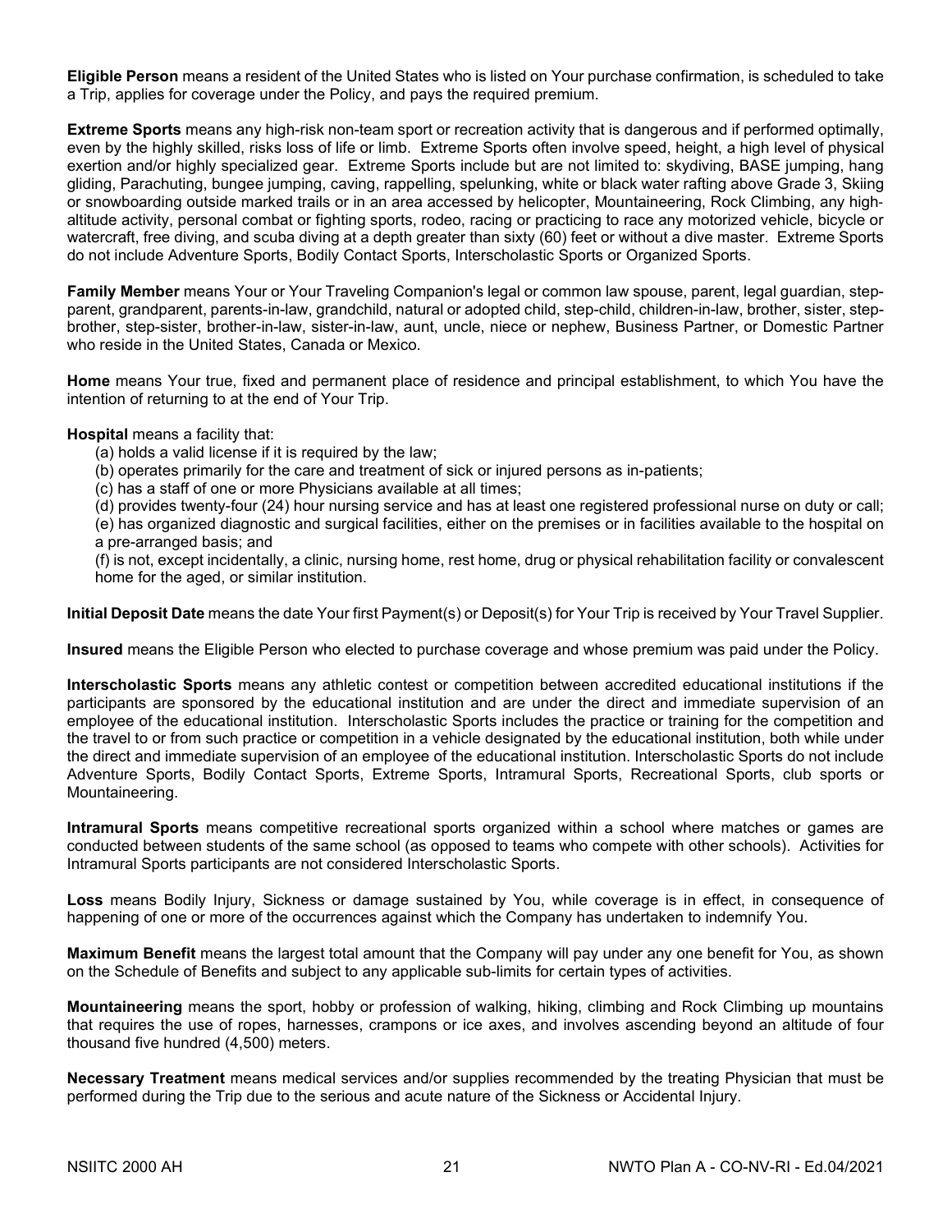**Eligible Person** means a resident of the United States who is listed on Your purchase confirmation, is scheduled to take a Trip, applies for coverage under the Policy, and pays the required premium.

**Extreme Sports** means any high-risk non-team sport or recreation activity that is dangerous and if performed optimally, even by the highly skilled, risks loss of life or limb. Extreme Sports often involve speed, height, a high level of physical exertion and/or highly specialized gear. Extreme Sports include but are not limited to: skydiving, BASE jumping, hang gliding, Parachuting, bungee jumping, caving, rappelling, spelunking, white or black water rafting above Grade 3, Skiing or snowboarding outside marked trails or in an area accessed by helicopter, Mountaineering, Rock Climbing, any high-altitude activity, personal combat or fighting sports, rodeo, racing or practicing to race any motorized vehicle, bicycle or watercraft, free diving, and scuba diving at a depth greater than sixty (60) feet or without a dive master. Extreme Sports do not include Adventure Sports, Bodily Contact Sports, Interscholastic Sports or Organized Sports.

**Family Member** means Your or Your Traveling Companion's legal or common law spouse, parent, legal guardian, step-parent, grandparent, parents-in-law, grandchild, natural or adopted child, step-child, children-in-law, brother, sister, step-brother, step-sister, brother-in-law, sister-in-law, aunt, uncle, niece or nephew, Business Partner, or Domestic Partner who reside in the United States, Canada or Mexico.

**Home** means Your true, fixed and permanent place of residence and principal establishment, to which You have the intention of returning to at the end of Your Trip.

**Hospital** means a facility that:

(a) holds a valid license if it is required by the law;
(b) operates primarily for the care and treatment of sick or injured persons as in-patients;
(c) has a staff of one or more Physicians available at all times;
(d) provides twenty-four (24) hour nursing service and has at least one registered professional nurse on duty or call;
(e) has organized diagnostic and surgical facilities, either on the premises or in facilities available to the hospital on a pre-arranged basis; and
(f) is not, except incidentally, a clinic, nursing home, rest home, drug or physical rehabilitation facility or convalescent home for the aged, or similar institution.

**Initial Deposit Date** means the date Your first Payment(s) or Deposit(s) for Your Trip is received by Your Travel Supplier.

**Insured** means the Eligible Person who elected to purchase coverage and whose premium was paid under the Policy.

**Interscholastic Sports** means any athletic contest or competition between accredited educational institutions if the participants are sponsored by the educational institution and are under the direct and immediate supervision of an employee of the educational institution. Interscholastic Sports includes the practice or training for the competition and the travel to or from such practice or competition in a vehicle designated by the educational institution, both while under the direct and immediate supervision of an employee of the educational institution. Interscholastic Sports do not include Adventure Sports, Bodily Contact Sports, Extreme Sports, Intramural Sports, Recreational Sports, club sports or Mountaineering.

**Intramural Sports** means competitive recreational sports organized within a school where matches or games are conducted between students of the same school (as opposed to teams who compete with other schools). Activities for Intramural Sports participants are not considered Interscholastic Sports.

**Loss** means Bodily Injury, Sickness or damage sustained by You, while coverage is in effect, in consequence of happening of one or more of the occurrences against which the Company has undertaken to indemnify You.

**Maximum Benefit** means the largest total amount that the Company will pay under any one benefit for You, as shown on the Schedule of Benefits and subject to any applicable sub-limits for certain types of activities.

**Mountaineering** means the sport, hobby or profession of walking, hiking, climbing and Rock Climbing up mountains that requires the use of ropes, harnesses, crampons or ice axes, and involves ascending beyond an altitude of four thousand five hundred (4,500) meters.

**Necessary Treatment** means medical services and/or supplies recommended by the treating Physician that must be performed during the Trip due to the serious and acute nature of the Sickness or Accidental Injury.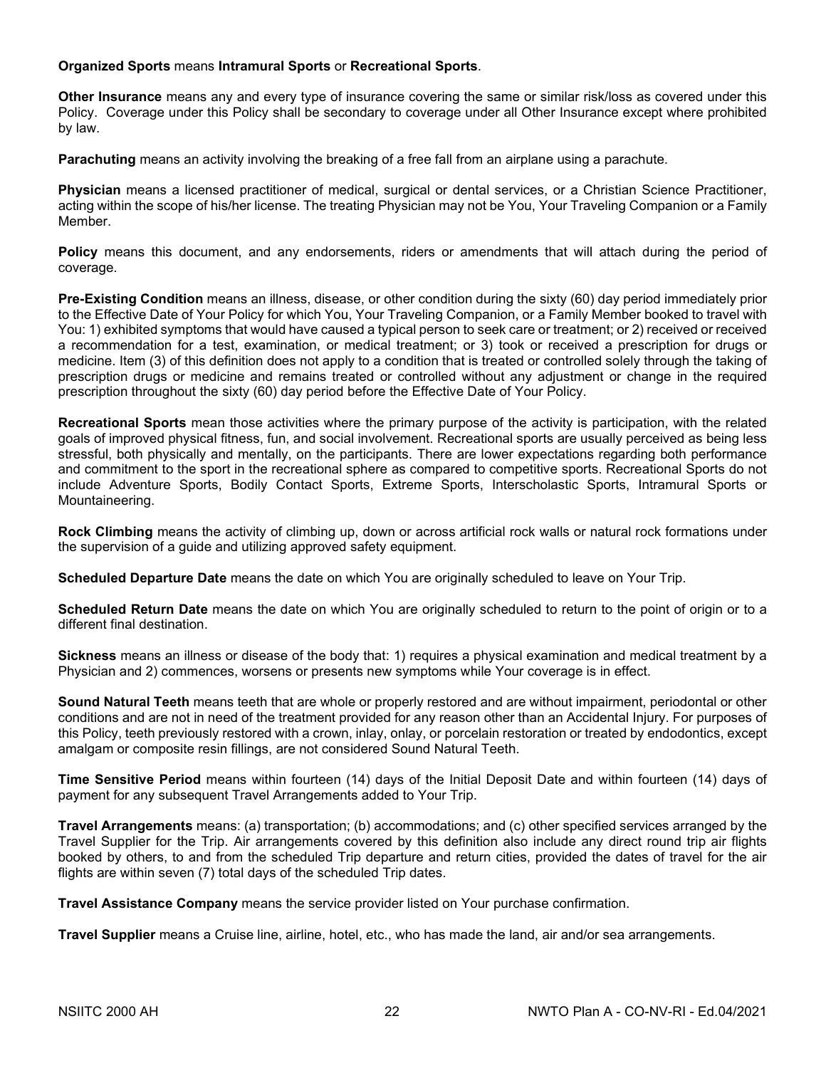**Organized Sports** means **Intramural Sports** or **Recreational Sports**.

**Other Insurance** means any and every type of insurance covering the same or similar risk/loss as covered under this Policy. Coverage under this Policy shall be secondary to coverage under all Other Insurance except where prohibited by law.

**Parachuting** means an activity involving the breaking of a free fall from an airplane using a parachute.

**Physician** means a licensed practitioner of medical, surgical or dental services, or a Christian Science Practitioner, acting within the scope of his/her license. The treating Physician may not be You, Your Traveling Companion or a Family Member.

**Policy** means this document, and any endorsements, riders or amendments that will attach during the period of coverage.

**Pre-Existing Condition** means an illness, disease, or other condition during the sixty (60) day period immediately prior to the Effective Date of Your Policy for which You, Your Traveling Companion, or a Family Member booked to travel with You: 1) exhibited symptoms that would have caused a typical person to seek care or treatment; or 2) received or received a recommendation for a test, examination, or medical treatment; or 3) took or received a prescription for drugs or medicine. Item (3) of this definition does not apply to a condition that is treated or controlled solely through the taking of prescription drugs or medicine and remains treated or controlled without any adjustment or change in the required prescription throughout the sixty (60) day period before the Effective Date of Your Policy.

**Recreational Sports** mean those activities where the primary purpose of the activity is participation, with the related goals of improved physical fitness, fun, and social involvement. Recreational sports are usually perceived as being less stressful, both physically and mentally, on the participants. There are lower expectations regarding both performance and commitment to the sport in the recreational sphere as compared to competitive sports. Recreational Sports do not include Adventure Sports, Bodily Contact Sports, Extreme Sports, Interscholastic Sports, Intramural Sports or Mountaineering.

**Rock Climbing** means the activity of climbing up, down or across artificial rock walls or natural rock formations under the supervision of a guide and utilizing approved safety equipment.

**Scheduled Departure Date** means the date on which You are originally scheduled to leave on Your Trip.

**Scheduled Return Date** means the date on which You are originally scheduled to return to the point of origin or to a different final destination.

**Sickness** means an illness or disease of the body that: 1) requires a physical examination and medical treatment by a Physician and 2) commences, worsens or presents new symptoms while Your coverage is in effect.

**Sound Natural Teeth** means teeth that are whole or properly restored and are without impairment, periodontal or other conditions and are not in need of the treatment provided for any reason other than an Accidental Injury. For purposes of this Policy, teeth previously restored with a crown, inlay, onlay, or porcelain restoration or treated by endodontics, except amalgam or composite resin fillings, are not considered Sound Natural Teeth.

**Time Sensitive Period** means within fourteen (14) days of the Initial Deposit Date and within fourteen (14) days of payment for any subsequent Travel Arrangements added to Your Trip.

**Travel Arrangements** means: (a) transportation; (b) accommodations; and (c) other specified services arranged by the Travel Supplier for the Trip. Air arrangements covered by this definition also include any direct round trip air flights booked by others, to and from the scheduled Trip departure and return cities, provided the dates of travel for the air flights are within seven (7) total days of the scheduled Trip dates.

**Travel Assistance Company** means the service provider listed on Your purchase confirmation.

**Travel Supplier** means a Cruise line, airline, hotel, etc., who has made the land, air and/or sea arrangements.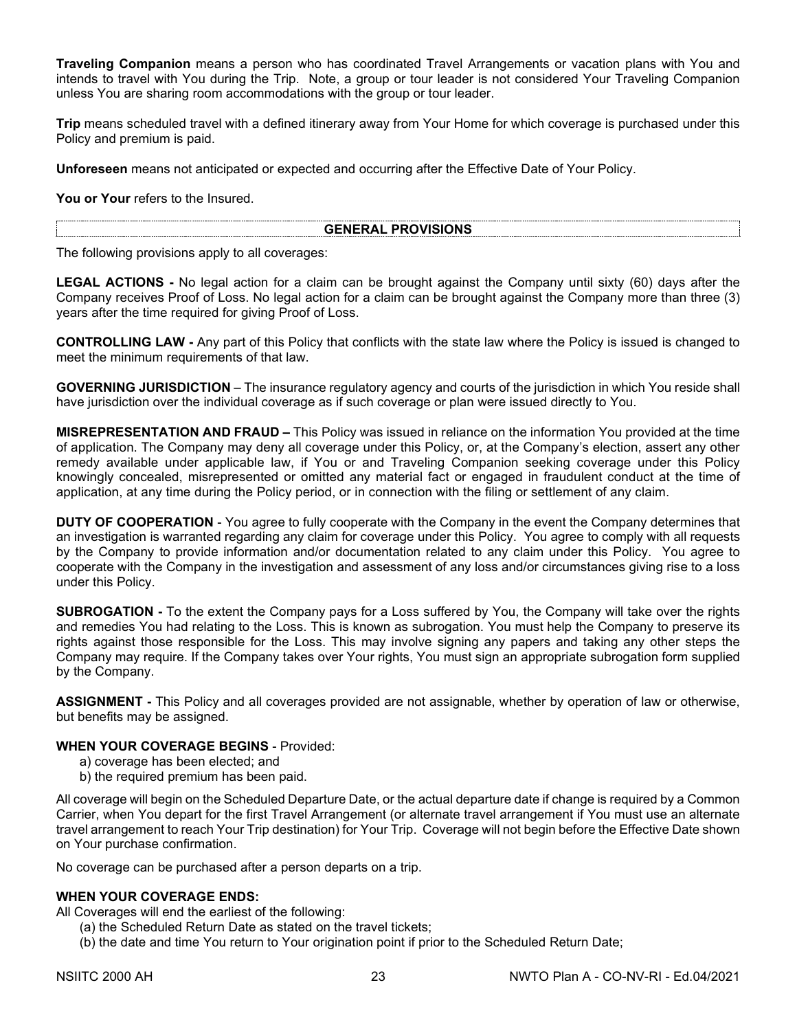**Traveling Companion** means a person who has coordinated Travel Arrangements or vacation plans with You and intends to travel with You during the Trip. Note, a group or tour leader is not considered Your Traveling Companion unless You are sharing room accommodations with the group or tour leader.

**Trip** means scheduled travel with a defined itinerary away from Your Home for which coverage is purchased under this Policy and premium is paid.

**Unforeseen** means not anticipated or expected and occurring after the Effective Date of Your Policy.

**You or Your** refers to the Insured.

## GENERAL PROVISIONS

The following provisions apply to all coverages:

**LEGAL ACTIONS -** No legal action for a claim can be brought against the Company until sixty (60) days after the Company receives Proof of Loss. No legal action for a claim can be brought against the Company more than three (3) years after the time required for giving Proof of Loss.

**CONTROLLING LAW -** Any part of this Policy that conflicts with the state law where the Policy is issued is changed to meet the minimum requirements of that law.

**GOVERNING JURISDICTION** – The insurance regulatory agency and courts of the jurisdiction in which You reside shall have jurisdiction over the individual coverage as if such coverage or plan were issued directly to You.

**MISREPRESENTATION AND FRAUD –** This Policy was issued in reliance on the information You provided at the time of application. The Company may deny all coverage under this Policy, or, at the Company's election, assert any other remedy available under applicable law, if You or and Traveling Companion seeking coverage under this Policy knowingly concealed, misrepresented or omitted any material fact or engaged in fraudulent conduct at the time of application, at any time during the Policy period, or in connection with the filing or settlement of any claim.

**DUTY OF COOPERATION** - You agree to fully cooperate with the Company in the event the Company determines that an investigation is warranted regarding any claim for coverage under this Policy. You agree to comply with all requests by the Company to provide information and/or documentation related to any claim under this Policy. You agree to cooperate with the Company in the investigation and assessment of any loss and/or circumstances giving rise to a loss under this Policy.

**SUBROGATION -** To the extent the Company pays for a Loss suffered by You, the Company will take over the rights and remedies You had relating to the Loss. This is known as subrogation. You must help the Company to preserve its rights against those responsible for the Loss. This may involve signing any papers and taking any other steps the Company may require. If the Company takes over Your rights, You must sign an appropriate subrogation form supplied by the Company.

**ASSIGNMENT -** This Policy and all coverages provided are not assignable, whether by operation of law or otherwise, but benefits may be assigned.

**WHEN YOUR COVERAGE BEGINS** - Provided:

a) coverage has been elected; and
b) the required premium has been paid.

All coverage will begin on the Scheduled Departure Date, or the actual departure date if change is required by a Common Carrier, when You depart for the first Travel Arrangement (or alternate travel arrangement if You must use an alternate travel arrangement to reach Your Trip destination) for Your Trip. Coverage will not begin before the Effective Date shown on Your purchase confirmation.

No coverage can be purchased after a person departs on a trip.

**WHEN YOUR COVERAGE ENDS:**

All Coverages will end the earliest of the following:

(a) the Scheduled Return Date as stated on the travel tickets;
(b) the date and time You return to Your origination point if prior to the Scheduled Return Date;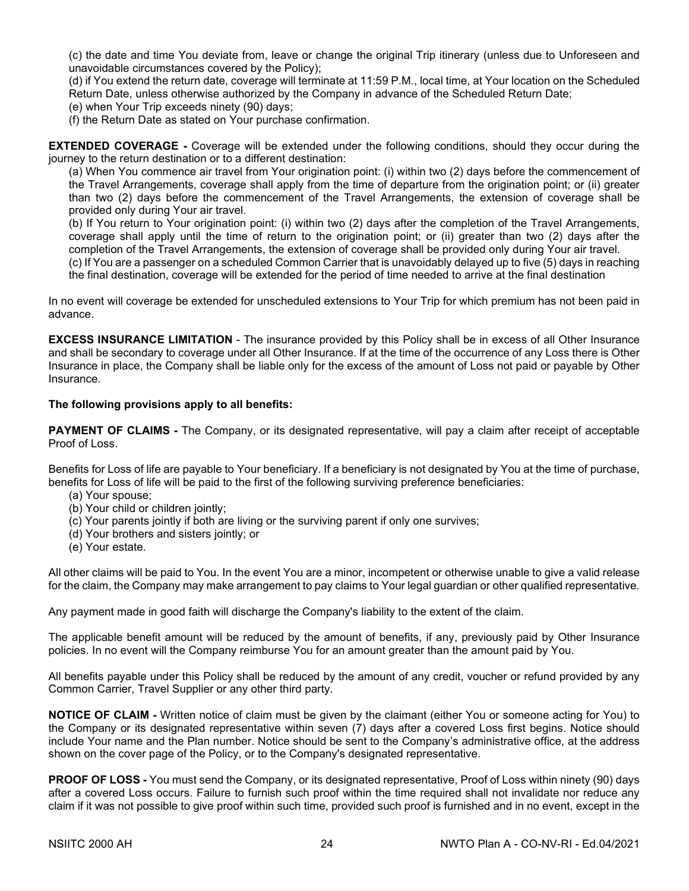(c) the date and time You deviate from, leave or change the original Trip itinerary (unless due to Unforeseen and unavoidable circumstances covered by the Policy);

(d) if You extend the return date, coverage will terminate at 11:59 P.M., local time, at Your location on the Scheduled Return Date, unless otherwise authorized by the Company in advance of the Scheduled Return Date;

(e) when Your Trip exceeds ninety (90) days;

(f) the Return Date as stated on Your purchase confirmation.

**EXTENDED COVERAGE -** Coverage will be extended under the following conditions, should they occur during the journey to the return destination or to a different destination:

(a) When You commence air travel from Your origination point: (i) within two (2) days before the commencement of the Travel Arrangements, coverage shall apply from the time of departure from the origination point; or (ii) greater than two (2) days before the commencement of the Travel Arrangements, the extension of coverage shall be provided only during Your air travel.

(b) If You return to Your origination point: (i) within two (2) days after the completion of the Travel Arrangements, coverage shall apply until the time of return to the origination point; or (ii) greater than two (2) days after the completion of the Travel Arrangements, the extension of coverage shall be provided only during Your air travel.

(c) If You are a passenger on a scheduled Common Carrier that is unavoidably delayed up to five (5) days in reaching the final destination, coverage will be extended for the period of time needed to arrive at the final destination

In no event will coverage be extended for unscheduled extensions to Your Trip for which premium has not been paid in advance.

**EXCESS INSURANCE LIMITATION** - The insurance provided by this Policy shall be in excess of all Other Insurance and shall be secondary to coverage under all Other Insurance. If at the time of the occurrence of any Loss there is Other Insurance in place, the Company shall be liable only for the excess of the amount of Loss not paid or payable by Other Insurance.

**The following provisions apply to all benefits:**

**PAYMENT OF CLAIMS -** The Company, or its designated representative, will pay a claim after receipt of acceptable Proof of Loss.

Benefits for Loss of life are payable to Your beneficiary. If a beneficiary is not designated by You at the time of purchase, benefits for Loss of life will be paid to the first of the following surviving preference beneficiaries:

(a) Your spouse;
(b) Your child or children jointly;
(c) Your parents jointly if both are living or the surviving parent if only one survives;
(d) Your brothers and sisters jointly; or
(e) Your estate.

All other claims will be paid to You. In the event You are a minor, incompetent or otherwise unable to give a valid release for the claim, the Company may make arrangement to pay claims to Your legal guardian or other qualified representative.

Any payment made in good faith will discharge the Company's liability to the extent of the claim.

The applicable benefit amount will be reduced by the amount of benefits, if any, previously paid by Other Insurance policies. In no event will the Company reimburse You for an amount greater than the amount paid by You.

All benefits payable under this Policy shall be reduced by the amount of any credit, voucher or refund provided by any Common Carrier, Travel Supplier or any other third party.

**NOTICE OF CLAIM -** Written notice of claim must be given by the claimant (either You or someone acting for You) to the Company or its designated representative within seven (7) days after a covered Loss first begins. Notice should include Your name and the Plan number. Notice should be sent to the Company's administrative office, at the address shown on the cover page of the Policy, or to the Company's designated representative.

**PROOF OF LOSS -** You must send the Company, or its designated representative, Proof of Loss within ninety (90) days after a covered Loss occurs. Failure to furnish such proof within the time required shall not invalidate nor reduce any claim if it was not possible to give proof within such time, provided such proof is furnished and in no event, except in the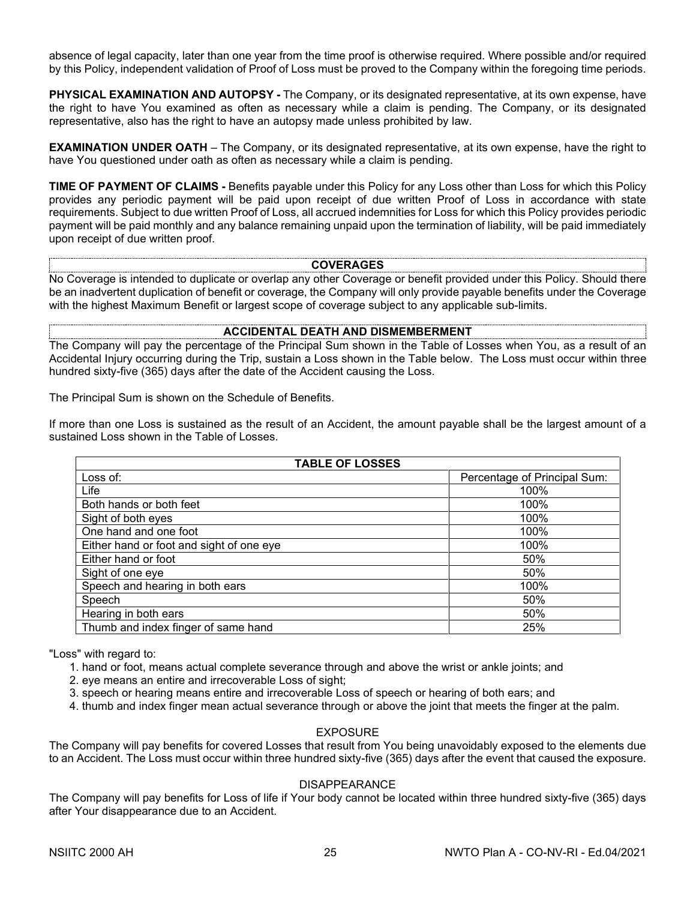absence of legal capacity, later than one year from the time proof is otherwise required. Where possible and/or required by this Policy, independent validation of Proof of Loss must be proved to the Company within the foregoing time periods.

**PHYSICAL EXAMINATION AND AUTOPSY -** The Company, or its designated representative, at its own expense, have the right to have You examined as often as necessary while a claim is pending. The Company, or its designated representative, also has the right to have an autopsy made unless prohibited by law.

**EXAMINATION UNDER OATH** – The Company, or its designated representative, at its own expense, have the right to have You questioned under oath as often as necessary while a claim is pending.

**TIME OF PAYMENT OF CLAIMS -** Benefits payable under this Policy for any Loss other than Loss for which this Policy provides any periodic payment will be paid upon receipt of due written Proof of Loss in accordance with state requirements. Subject to due written Proof of Loss, all accrued indemnities for Loss for which this Policy provides periodic payment will be paid monthly and any balance remaining unpaid upon the termination of liability, will be paid immediately upon receipt of due written proof.

## COVERAGES

No Coverage is intended to duplicate or overlap any other Coverage or benefit provided under this Policy. Should there be an inadvertent duplication of benefit or coverage, the Company will only provide payable benefits under the Coverage with the highest Maximum Benefit or largest scope of coverage subject to any applicable sub-limits.

## ACCIDENTAL DEATH AND DISMEMBERMENT

The Company will pay the percentage of the Principal Sum shown in the Table of Losses when You, as a result of an Accidental Injury occurring during the Trip, sustain a Loss shown in the Table below. The Loss must occur within three hundred sixty-five (365) days after the date of the Accident causing the Loss.

The Principal Sum is shown on the Schedule of Benefits.

If more than one Loss is sustained as the result of an Accident, the amount payable shall be the largest amount of a sustained Loss shown in the Table of Losses.

| TABLE OF LOSSES | |
|---|---|
| Loss of: | Percentage of Principal Sum: |
| Life | 100% |
| Both hands or both feet | 100% |
| Sight of both eyes | 100% |
| One hand and one foot | 100% |
| Either hand or foot and sight of one eye | 100% |
| Either hand or foot | 50% |
| Sight of one eye | 50% |
| Speech and hearing in both ears | 100% |
| Speech | 50% |
| Hearing in both ears | 50% |
| Thumb and index finger of same hand | 25% |

"Loss" with regard to:

1. hand or foot, means actual complete severance through and above the wrist or ankle joints; and
2. eye means an entire and irrecoverable Loss of sight;
3. speech or hearing means entire and irrecoverable Loss of speech or hearing of both ears; and
4. thumb and index finger mean actual severance through or above the joint that meets the finger at the palm.

### EXPOSURE

The Company will pay benefits for covered Losses that result from You being unavoidably exposed to the elements due to an Accident. The Loss must occur within three hundred sixty-five (365) days after the event that caused the exposure.

### DISAPPEARANCE

The Company will pay benefits for Loss of life if Your body cannot be located within three hundred sixty-five (365) days after Your disappearance due to an Accident.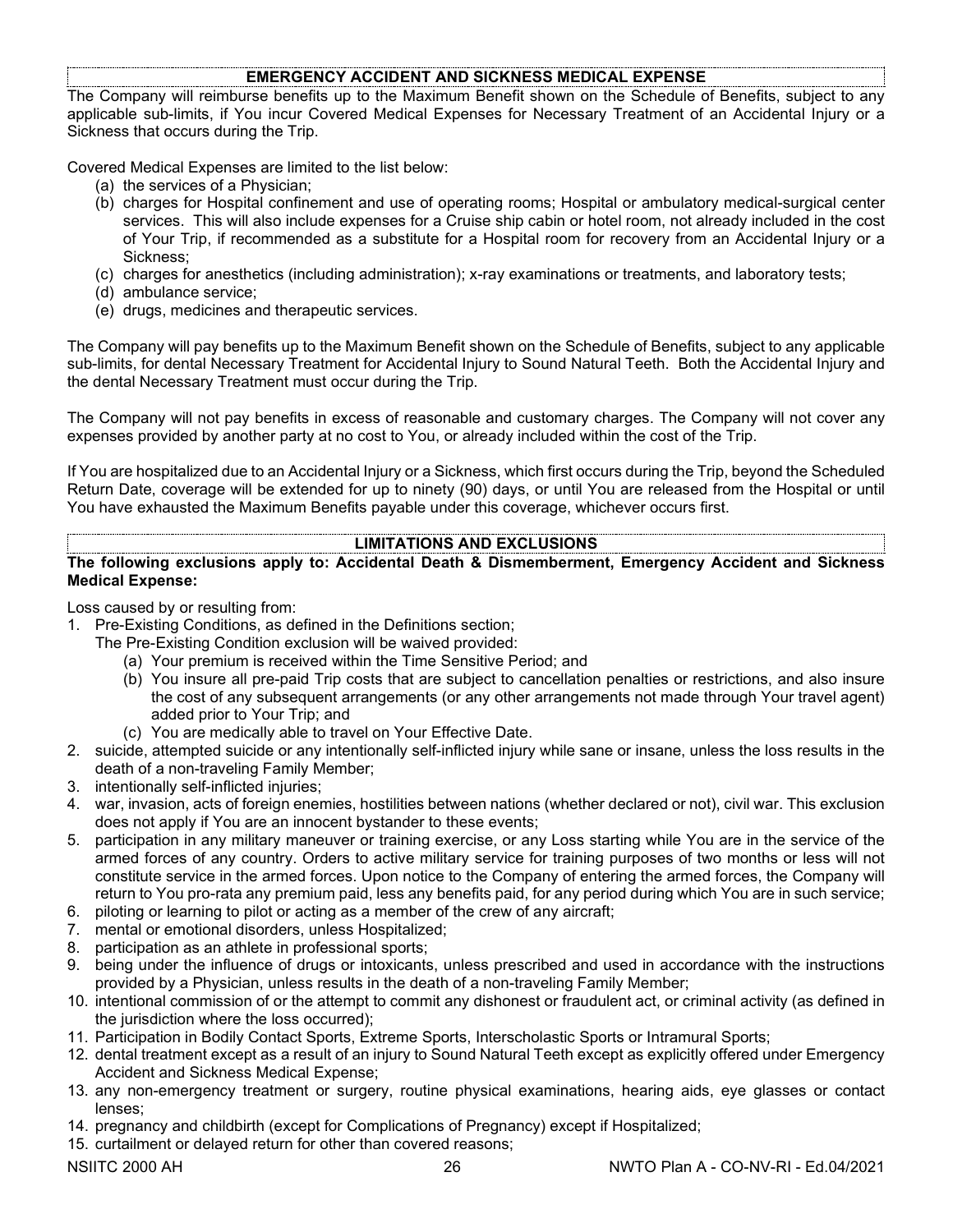## EMERGENCY ACCIDENT AND SICKNESS MEDICAL EXPENSE

The Company will reimburse benefits up to the Maximum Benefit shown on the Schedule of Benefits, subject to any applicable sub-limits, if You incur Covered Medical Expenses for Necessary Treatment of an Accidental Injury or a Sickness that occurs during the Trip.

Covered Medical Expenses are limited to the list below:

(a) the services of a Physician;
(b) charges for Hospital confinement and use of operating rooms; Hospital or ambulatory medical-surgical center services. This will also include expenses for a Cruise ship cabin or hotel room, not already included in the cost of Your Trip, if recommended as a substitute for a Hospital room for recovery from an Accidental Injury or a Sickness;
(c) charges for anesthetics (including administration); x-ray examinations or treatments, and laboratory tests;
(d) ambulance service;
(e) drugs, medicines and therapeutic services.

The Company will pay benefits up to the Maximum Benefit shown on the Schedule of Benefits, subject to any applicable sub-limits, for dental Necessary Treatment for Accidental Injury to Sound Natural Teeth. Both the Accidental Injury and the dental Necessary Treatment must occur during the Trip.

The Company will not pay benefits in excess of reasonable and customary charges. The Company will not cover any expenses provided by another party at no cost to You, or already included within the cost of the Trip.

If You are hospitalized due to an Accidental Injury or a Sickness, which first occurs during the Trip, beyond the Scheduled Return Date, coverage will be extended for up to ninety (90) days, or until You are released from the Hospital or until You have exhausted the Maximum Benefits payable under this coverage, whichever occurs first.

## LIMITATIONS AND EXCLUSIONS

**The following exclusions apply to: Accidental Death & Dismemberment, Emergency Accident and Sickness Medical Expense:**

Loss caused by or resulting from:

1. Pre-Existing Conditions, as defined in the Definitions section;
   The Pre-Existing Condition exclusion will be waived provided:
   (a) Your premium is received within the Time Sensitive Period; and
   (b) You insure all pre-paid Trip costs that are subject to cancellation penalties or restrictions, and also insure the cost of any subsequent arrangements (or any other arrangements not made through Your travel agent) added prior to Your Trip; and
   (c) You are medically able to travel on Your Effective Date.
2. suicide, attempted suicide or any intentionally self-inflicted injury while sane or insane, unless the loss results in the death of a non-traveling Family Member;
3. intentionally self-inflicted injuries;
4. war, invasion, acts of foreign enemies, hostilities between nations (whether declared or not), civil war. This exclusion does not apply if You are an innocent bystander to these events;
5. participation in any military maneuver or training exercise, or any Loss starting while You are in the service of the armed forces of any country. Orders to active military service for training purposes of two months or less will not constitute service in the armed forces. Upon notice to the Company of entering the armed forces, the Company will return to You pro-rata any premium paid, less any benefits paid, for any period during which You are in such service;
6. piloting or learning to pilot or acting as a member of the crew of any aircraft;
7. mental or emotional disorders, unless Hospitalized;
8. participation as an athlete in professional sports;
9. being under the influence of drugs or intoxicants, unless prescribed and used in accordance with the instructions provided by a Physician, unless results in the death of a non-traveling Family Member;
10. intentional commission of or the attempt to commit any dishonest or fraudulent act, or criminal activity (as defined in the jurisdiction where the loss occurred);
11. Participation in Bodily Contact Sports, Extreme Sports, Interscholastic Sports or Intramural Sports;
12. dental treatment except as a result of an injury to Sound Natural Teeth except as explicitly offered under Emergency Accident and Sickness Medical Expense;
13. any non-emergency treatment or surgery, routine physical examinations, hearing aids, eye glasses or contact lenses;
14. pregnancy and childbirth (except for Complications of Pregnancy) except if Hospitalized;
15. curtailment or delayed return for other than covered reasons;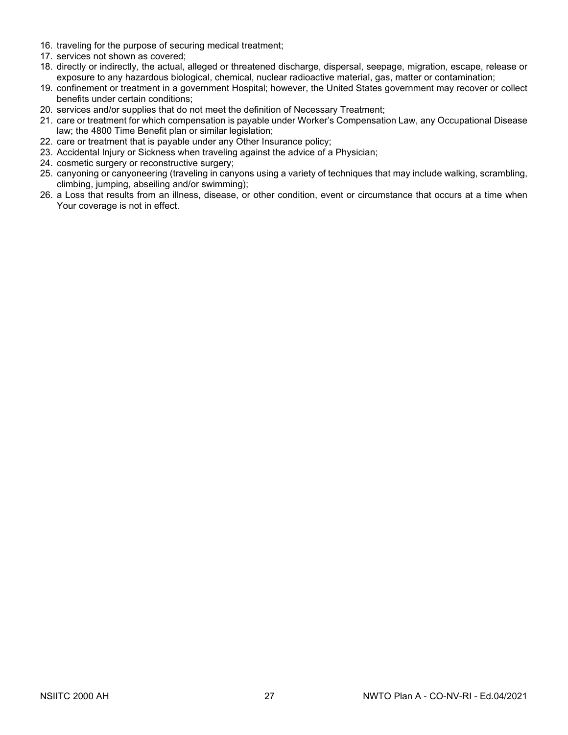16. traveling for the purpose of securing medical treatment;
17. services not shown as covered;
18. directly or indirectly, the actual, alleged or threatened discharge, dispersal, seepage, migration, escape, release or exposure to any hazardous biological, chemical, nuclear radioactive material, gas, matter or contamination;
19. confinement or treatment in a government Hospital; however, the United States government may recover or collect benefits under certain conditions;
20. services and/or supplies that do not meet the definition of Necessary Treatment;
21. care or treatment for which compensation is payable under Worker's Compensation Law, any Occupational Disease law; the 4800 Time Benefit plan or similar legislation;
22. care or treatment that is payable under any Other Insurance policy;
23. Accidental Injury or Sickness when traveling against the advice of a Physician;
24. cosmetic surgery or reconstructive surgery;
25. canyoning or canyoneering (traveling in canyons using a variety of techniques that may include walking, scrambling, climbing, jumping, abseiling and/or swimming);
26. a Loss that results from an illness, disease, or other condition, event or circumstance that occurs at a time when Your coverage is not in effect.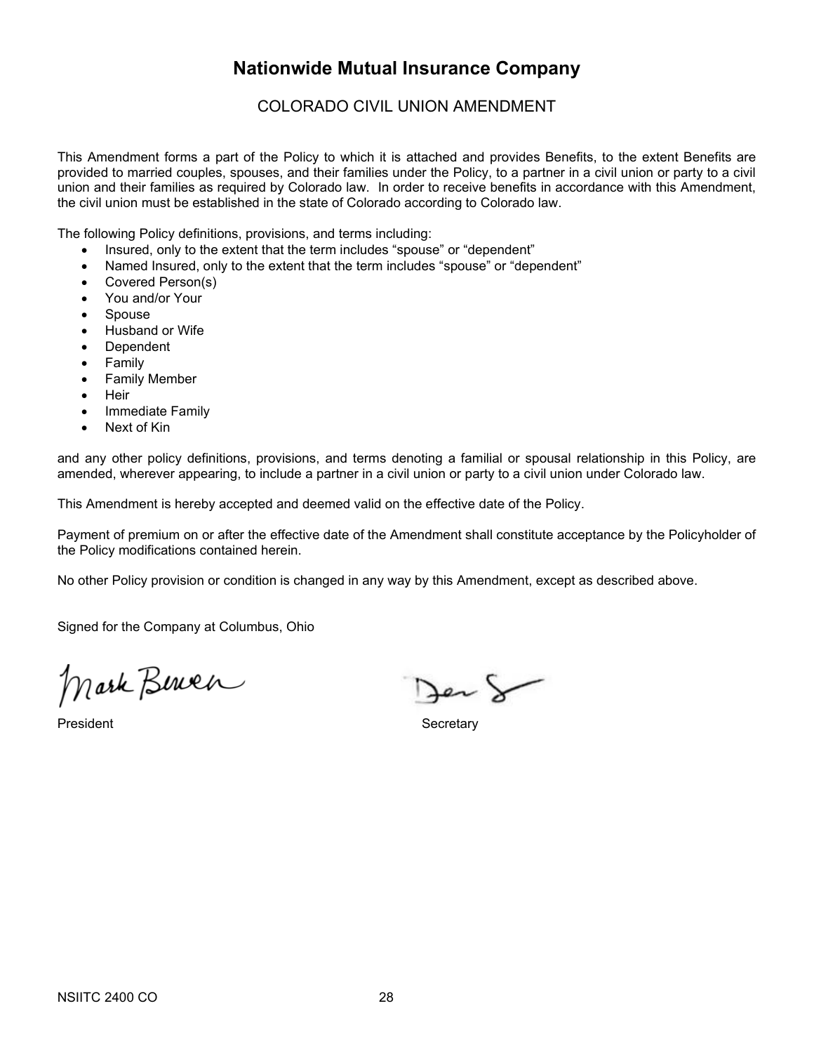# Nationwide Mutual Insurance Company

## COLORADO CIVIL UNION AMENDMENT

This Amendment forms a part of the Policy to which it is attached and provides Benefits, to the extent Benefits are provided to married couples, spouses, and their families under the Policy, to a partner in a civil union or party to a civil union and their families as required by Colorado law. In order to receive benefits in accordance with this Amendment, the civil union must be established in the state of Colorado according to Colorado law.

The following Policy definitions, provisions, and terms including:

- Insured, only to the extent that the term includes "spouse" or "dependent"
- Named Insured, only to the extent that the term includes "spouse" or "dependent"
- Covered Person(s)
- You and/or Your
- Spouse
- Husband or Wife
- Dependent
- Family
- Family Member
- Heir
- Immediate Family
- Next of Kin

and any other policy definitions, provisions, and terms denoting a familial or spousal relationship in this Policy, are amended, wherever appearing, to include a partner in a civil union or party to a civil union under Colorado law.

This Amendment is hereby accepted and deemed valid on the effective date of the Policy.

Payment of premium on or after the effective date of the Amendment shall constitute acceptance by the Policyholder of the Policy modifications contained herein.

No other Policy provision or condition is changed in any way by this Amendment, except as described above.

Signed for the Company at Columbus, Ohio

Mark Berven

President

Secretary

NSIITC 2400 CO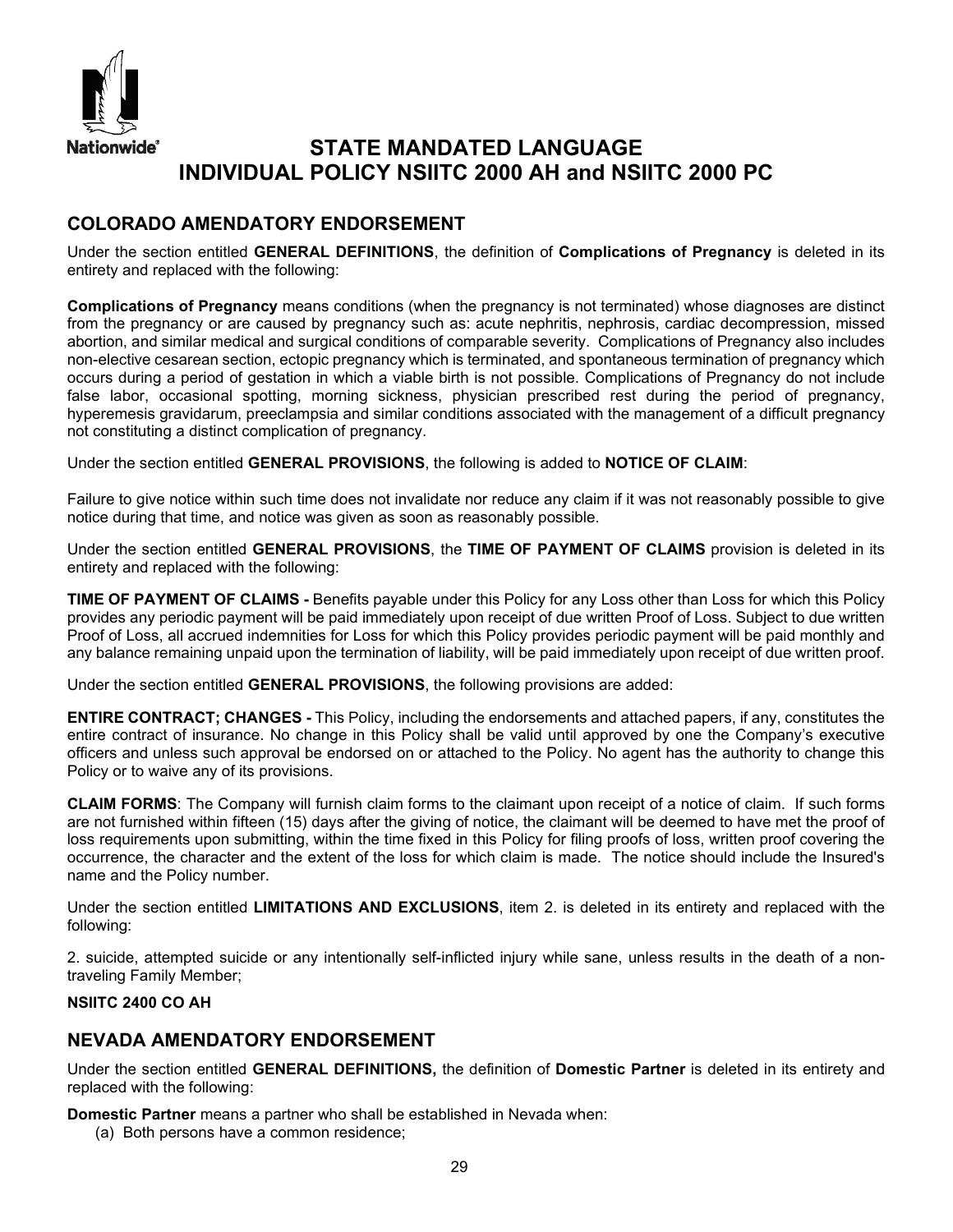# STATE MANDATED LANGUAGE
# INDIVIDUAL POLICY NSIITC 2000 AH and NSIITC 2000 PC

## COLORADO AMENDATORY ENDORSEMENT

Under the section entitled **GENERAL DEFINITIONS**, the definition of **Complications of Pregnancy** is deleted in its entirety and replaced with the following:

**Complications of Pregnancy** means conditions (when the pregnancy is not terminated) whose diagnoses are distinct from the pregnancy or are caused by pregnancy such as: acute nephritis, nephrosis, cardiac decompression, missed abortion, and similar medical and surgical conditions of comparable severity. Complications of Pregnancy also includes non-elective cesarean section, ectopic pregnancy which is terminated, and spontaneous termination of pregnancy which occurs during a period of gestation in which a viable birth is not possible. Complications of Pregnancy do not include false labor, occasional spotting, morning sickness, physician prescribed rest during the period of pregnancy, hyperemesis gravidarum, preeclampsia and similar conditions associated with the management of a difficult pregnancy not constituting a distinct complication of pregnancy.

Under the section entitled **GENERAL PROVISIONS**, the following is added to **NOTICE OF CLAIM**:

Failure to give notice within such time does not invalidate nor reduce any claim if it was not reasonably possible to give notice during that time, and notice was given as soon as reasonably possible.

Under the section entitled **GENERAL PROVISIONS**, the **TIME OF PAYMENT OF CLAIMS** provision is deleted in its entirety and replaced with the following:

**TIME OF PAYMENT OF CLAIMS -** Benefits payable under this Policy for any Loss other than Loss for which this Policy provides any periodic payment will be paid immediately upon receipt of due written Proof of Loss. Subject to due written Proof of Loss, all accrued indemnities for Loss for which this Policy provides periodic payment will be paid monthly and any balance remaining unpaid upon the termination of liability, will be paid immediately upon receipt of due written proof.

Under the section entitled **GENERAL PROVISIONS**, the following provisions are added:

**ENTIRE CONTRACT; CHANGES -** This Policy, including the endorsements and attached papers, if any, constitutes the entire contract of insurance. No change in this Policy shall be valid until approved by one the Company's executive officers and unless such approval be endorsed on or attached to the Policy. No agent has the authority to change this Policy or to waive any of its provisions.

**CLAIM FORMS**: The Company will furnish claim forms to the claimant upon receipt of a notice of claim. If such forms are not furnished within fifteen (15) days after the giving of notice, the claimant will be deemed to have met the proof of loss requirements upon submitting, within the time fixed in this Policy for filing proofs of loss, written proof covering the occurrence, the character and the extent of the loss for which claim is made. The notice should include the Insured's name and the Policy number.

Under the section entitled **LIMITATIONS AND EXCLUSIONS**, item 2. is deleted in its entirety and replaced with the following:

2. suicide, attempted suicide or any intentionally self-inflicted injury while sane, unless results in the death of a non-traveling Family Member;

**NSIITC 2400 CO AH**

## NEVADA AMENDATORY ENDORSEMENT

Under the section entitled **GENERAL DEFINITIONS,** the definition of **Domestic Partner** is deleted in its entirety and replaced with the following:

**Domestic Partner** means a partner who shall be established in Nevada when:

(a) Both persons have a common residence;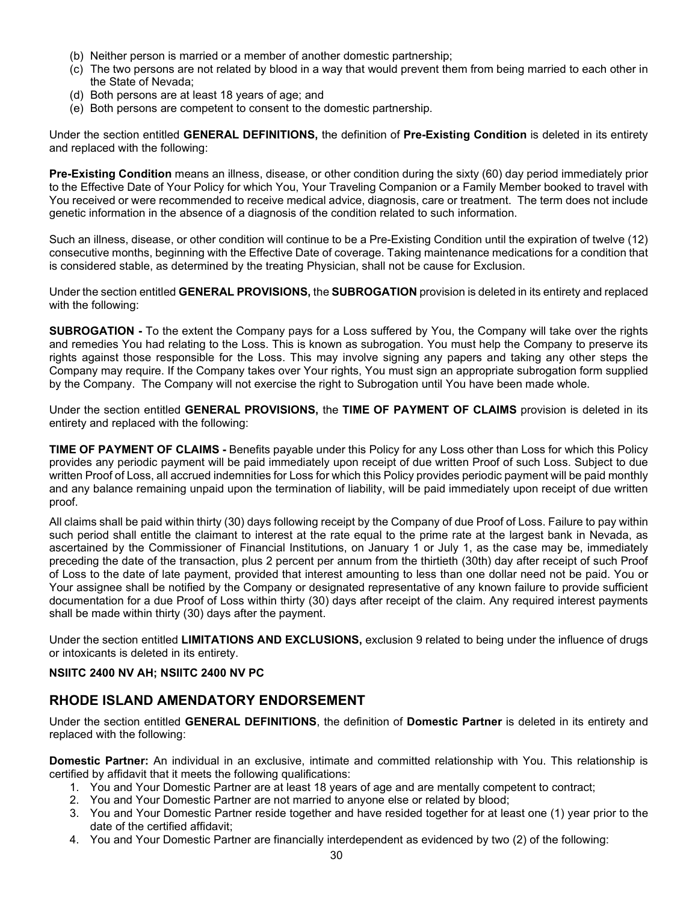(b) Neither person is married or a member of another domestic partnership;
(c) The two persons are not related by blood in a way that would prevent them from being married to each other in the State of Nevada;
(d) Both persons are at least 18 years of age; and
(e) Both persons are competent to consent to the domestic partnership.

Under the section entitled **GENERAL DEFINITIONS,** the definition of **Pre-Existing Condition** is deleted in its entirety and replaced with the following:

**Pre-Existing Condition** means an illness, disease, or other condition during the sixty (60) day period immediately prior to the Effective Date of Your Policy for which You, Your Traveling Companion or a Family Member booked to travel with You received or were recommended to receive medical advice, diagnosis, care or treatment. The term does not include genetic information in the absence of a diagnosis of the condition related to such information.

Such an illness, disease, or other condition will continue to be a Pre-Existing Condition until the expiration of twelve (12) consecutive months, beginning with the Effective Date of coverage. Taking maintenance medications for a condition that is considered stable, as determined by the treating Physician, shall not be cause for Exclusion.

Under the section entitled **GENERAL PROVISIONS,** the **SUBROGATION** provision is deleted in its entirety and replaced with the following:

**SUBROGATION -** To the extent the Company pays for a Loss suffered by You, the Company will take over the rights and remedies You had relating to the Loss. This is known as subrogation. You must help the Company to preserve its rights against those responsible for the Loss. This may involve signing any papers and taking any other steps the Company may require. If the Company takes over Your rights, You must sign an appropriate subrogation form supplied by the Company. The Company will not exercise the right to Subrogation until You have been made whole.

Under the section entitled **GENERAL PROVISIONS,** the **TIME OF PAYMENT OF CLAIMS** provision is deleted in its entirety and replaced with the following:

**TIME OF PAYMENT OF CLAIMS -** Benefits payable under this Policy for any Loss other than Loss for which this Policy provides any periodic payment will be paid immediately upon receipt of due written Proof of such Loss. Subject to due written Proof of Loss, all accrued indemnities for Loss for which this Policy provides periodic payment will be paid monthly and any balance remaining unpaid upon the termination of liability, will be paid immediately upon receipt of due written proof.

All claims shall be paid within thirty (30) days following receipt by the Company of due Proof of Loss. Failure to pay within such period shall entitle the claimant to interest at the rate equal to the prime rate at the largest bank in Nevada, as ascertained by the Commissioner of Financial Institutions, on January 1 or July 1, as the case may be, immediately preceding the date of the transaction, plus 2 percent per annum from the thirtieth (30th) day after receipt of such Proof of Loss to the date of late payment, provided that interest amounting to less than one dollar need not be paid. You or Your assignee shall be notified by the Company or designated representative of any known failure to provide sufficient documentation for a due Proof of Loss within thirty (30) days after receipt of the claim. Any required interest payments shall be made within thirty (30) days after the payment.

Under the section entitled **LIMITATIONS AND EXCLUSIONS,** exclusion 9 related to being under the influence of drugs or intoxicants is deleted in its entirety.

**NSIITC 2400 NV AH; NSIITC 2400 NV PC**

## RHODE ISLAND AMENDATORY ENDORSEMENT

Under the section entitled **GENERAL DEFINITIONS**, the definition of **Domestic Partner** is deleted in its entirety and replaced with the following:

**Domestic Partner:** An individual in an exclusive, intimate and committed relationship with You. This relationship is certified by affidavit that it meets the following qualifications:

1. You and Your Domestic Partner are at least 18 years of age and are mentally competent to contract;
2. You and Your Domestic Partner are not married to anyone else or related by blood;
3. You and Your Domestic Partner reside together and have resided together for at least one (1) year prior to the date of the certified affidavit;
4. You and Your Domestic Partner are financially interdependent as evidenced by two (2) of the following: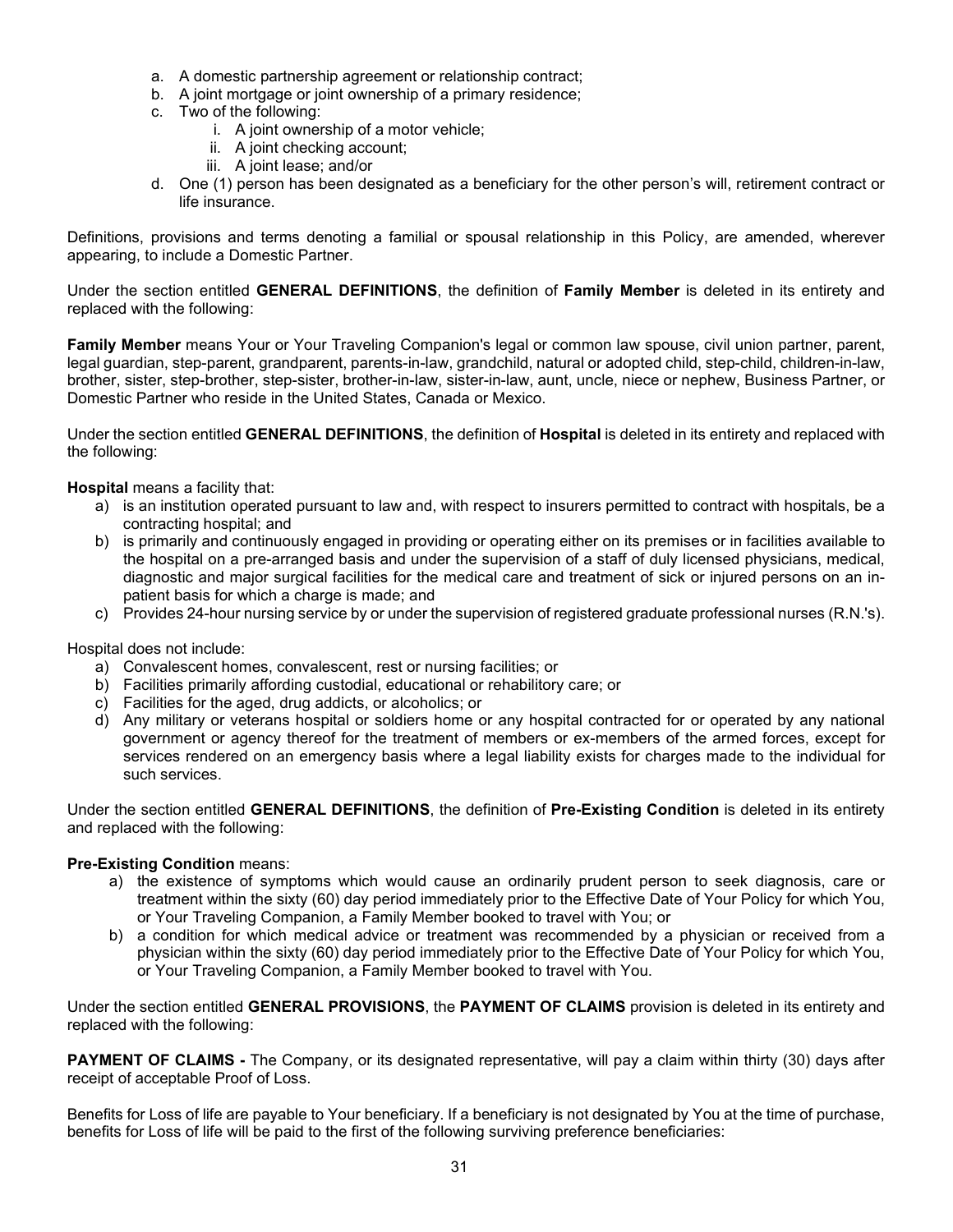a. A domestic partnership agreement or relationship contract;
b. A joint mortgage or joint ownership of a primary residence;
c. Two of the following:
   i. A joint ownership of a motor vehicle;
   ii. A joint checking account;
   iii. A joint lease; and/or
d. One (1) person has been designated as a beneficiary for the other person's will, retirement contract or life insurance.

Definitions, provisions and terms denoting a familial or spousal relationship in this Policy, are amended, wherever appearing, to include a Domestic Partner.

Under the section entitled **GENERAL DEFINITIONS**, the definition of **Family Member** is deleted in its entirety and replaced with the following:

**Family Member** means Your or Your Traveling Companion's legal or common law spouse, civil union partner, parent, legal guardian, step-parent, grandparent, parents-in-law, grandchild, natural or adopted child, step-child, children-in-law, brother, sister, step-brother, step-sister, brother-in-law, sister-in-law, aunt, uncle, niece or nephew, Business Partner, or Domestic Partner who reside in the United States, Canada or Mexico.

Under the section entitled **GENERAL DEFINITIONS**, the definition of **Hospital** is deleted in its entirety and replaced with the following:

**Hospital** means a facility that:

a) is an institution operated pursuant to law and, with respect to insurers permitted to contract with hospitals, be a contracting hospital; and
b) is primarily and continuously engaged in providing or operating either on its premises or in facilities available to the hospital on a pre-arranged basis and under the supervision of a staff of duly licensed physicians, medical, diagnostic and major surgical facilities for the medical care and treatment of sick or injured persons on an in-patient basis for which a charge is made; and
c) Provides 24-hour nursing service by or under the supervision of registered graduate professional nurses (R.N.'s).

Hospital does not include:

a) Convalescent homes, convalescent, rest or nursing facilities; or
b) Facilities primarily affording custodial, educational or rehabilitory care; or
c) Facilities for the aged, drug addicts, or alcoholics; or
d) Any military or veterans hospital or soldiers home or any hospital contracted for or operated by any national government or agency thereof for the treatment of members or ex-members of the armed forces, except for services rendered on an emergency basis where a legal liability exists for charges made to the individual for such services.

Under the section entitled **GENERAL DEFINITIONS**, the definition of **Pre-Existing Condition** is deleted in its entirety and replaced with the following:

**Pre-Existing Condition** means:

a) the existence of symptoms which would cause an ordinarily prudent person to seek diagnosis, care or treatment within the sixty (60) day period immediately prior to the Effective Date of Your Policy for which You, or Your Traveling Companion, a Family Member booked to travel with You; or
b) a condition for which medical advice or treatment was recommended by a physician or received from a physician within the sixty (60) day period immediately prior to the Effective Date of Your Policy for which You, or Your Traveling Companion, a Family Member booked to travel with You.

Under the section entitled **GENERAL PROVISIONS**, the **PAYMENT OF CLAIMS** provision is deleted in its entirety and replaced with the following:

**PAYMENT OF CLAIMS -** The Company, or its designated representative, will pay a claim within thirty (30) days after receipt of acceptable Proof of Loss.

Benefits for Loss of life are payable to Your beneficiary. If a beneficiary is not designated by You at the time of purchase, benefits for Loss of life will be paid to the first of the following surviving preference beneficiaries: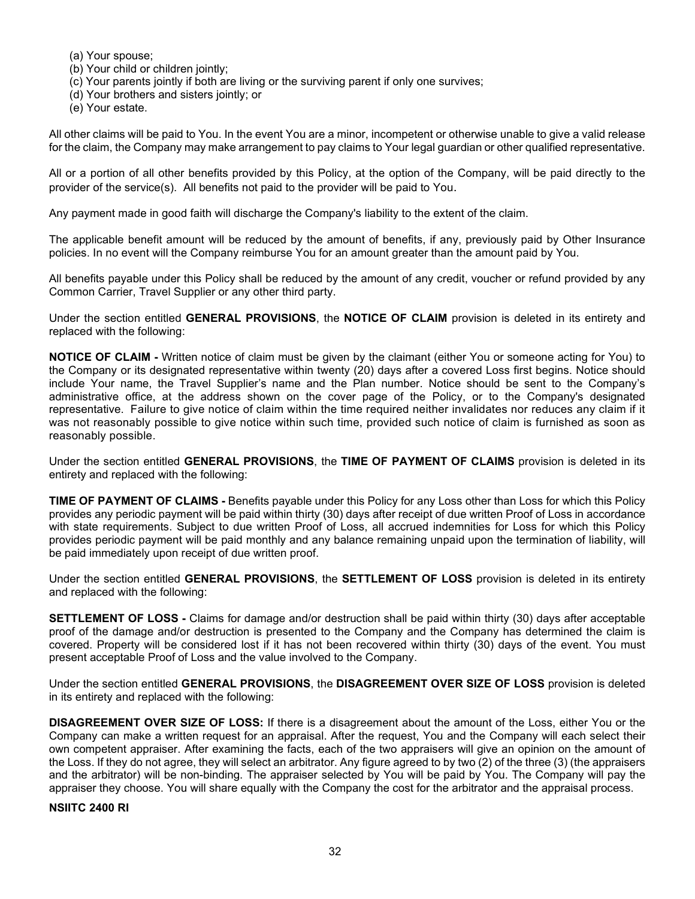(a) Your spouse;
(b) Your child or children jointly;
(c) Your parents jointly if both are living or the surviving parent if only one survives;
(d) Your brothers and sisters jointly; or
(e) Your estate.

All other claims will be paid to You. In the event You are a minor, incompetent or otherwise unable to give a valid release for the claim, the Company may make arrangement to pay claims to Your legal guardian or other qualified representative.

All or a portion of all other benefits provided by this Policy, at the option of the Company, will be paid directly to the provider of the service(s). All benefits not paid to the provider will be paid to You.

Any payment made in good faith will discharge the Company's liability to the extent of the claim.

The applicable benefit amount will be reduced by the amount of benefits, if any, previously paid by Other Insurance policies. In no event will the Company reimburse You for an amount greater than the amount paid by You.

All benefits payable under this Policy shall be reduced by the amount of any credit, voucher or refund provided by any Common Carrier, Travel Supplier or any other third party.

Under the section entitled **GENERAL PROVISIONS**, the **NOTICE OF CLAIM** provision is deleted in its entirety and replaced with the following:

**NOTICE OF CLAIM -** Written notice of claim must be given by the claimant (either You or someone acting for You) to the Company or its designated representative within twenty (20) days after a covered Loss first begins. Notice should include Your name, the Travel Supplier's name and the Plan number. Notice should be sent to the Company's administrative office, at the address shown on the cover page of the Policy, or to the Company's designated representative. Failure to give notice of claim within the time required neither invalidates nor reduces any claim if it was not reasonably possible to give notice within such time, provided such notice of claim is furnished as soon as reasonably possible.

Under the section entitled **GENERAL PROVISIONS**, the **TIME OF PAYMENT OF CLAIMS** provision is deleted in its entirety and replaced with the following:

**TIME OF PAYMENT OF CLAIMS -** Benefits payable under this Policy for any Loss other than Loss for which this Policy provides any periodic payment will be paid within thirty (30) days after receipt of due written Proof of Loss in accordance with state requirements. Subject to due written Proof of Loss, all accrued indemnities for Loss for which this Policy provides periodic payment will be paid monthly and any balance remaining unpaid upon the termination of liability, will be paid immediately upon receipt of due written proof.

Under the section entitled **GENERAL PROVISIONS**, the **SETTLEMENT OF LOSS** provision is deleted in its entirety and replaced with the following:

**SETTLEMENT OF LOSS -** Claims for damage and/or destruction shall be paid within thirty (30) days after acceptable proof of the damage and/or destruction is presented to the Company and the Company has determined the claim is covered. Property will be considered lost if it has not been recovered within thirty (30) days of the event. You must present acceptable Proof of Loss and the value involved to the Company.

Under the section entitled **GENERAL PROVISIONS**, the **DISAGREEMENT OVER SIZE OF LOSS** provision is deleted in its entirety and replaced with the following:

**DISAGREEMENT OVER SIZE OF LOSS:** If there is a disagreement about the amount of the Loss, either You or the Company can make a written request for an appraisal. After the request, You and the Company will each select their own competent appraiser. After examining the facts, each of the two appraisers will give an opinion on the amount of the Loss. If they do not agree, they will select an arbitrator. Any figure agreed to by two (2) of the three (3) (the appraisers and the arbitrator) will be non-binding. The appraiser selected by You will be paid by You. The Company will pay the appraiser they choose. You will share equally with the Company the cost for the arbitrator and the appraisal process.

**NSIITC 2400 RI**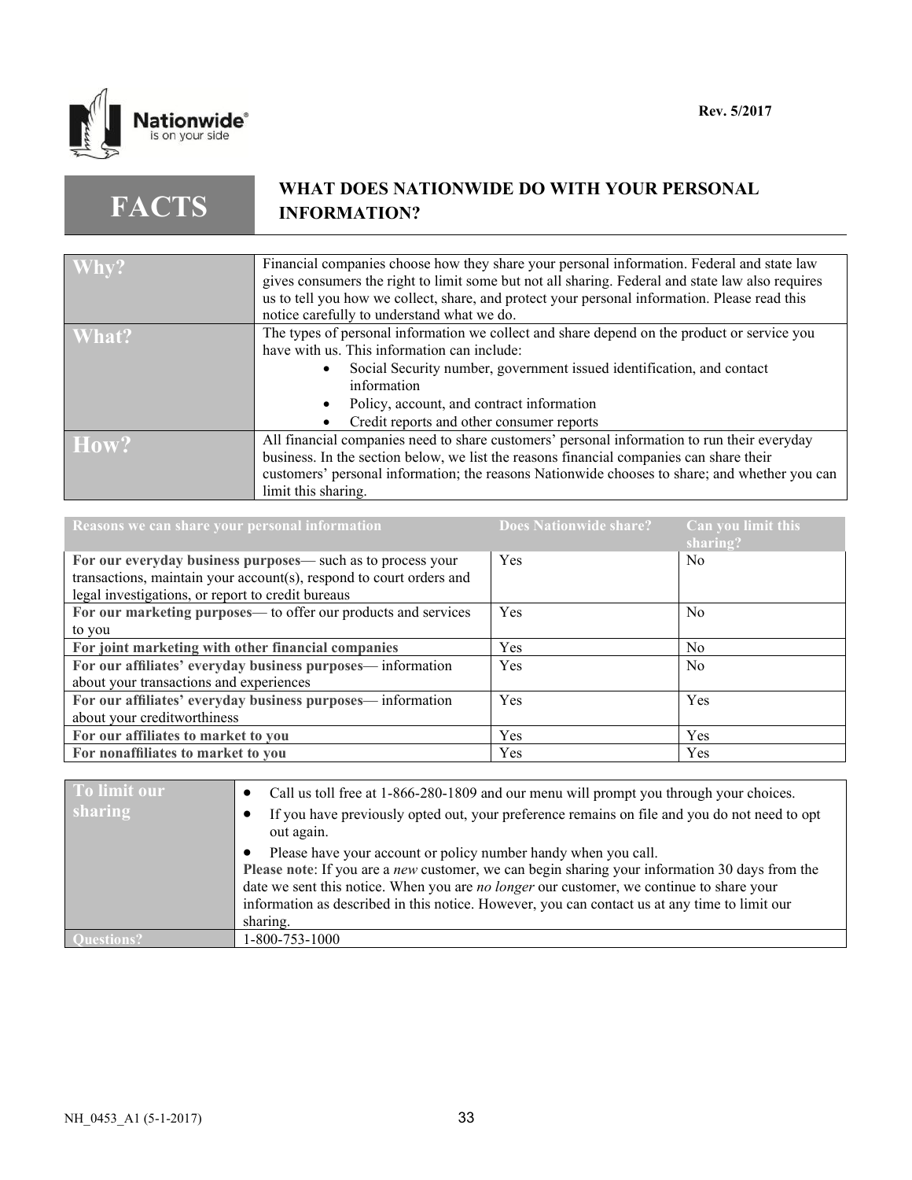Rev. 5/2017

# FACTS — WHAT DOES NATIONWIDE DO WITH YOUR PERSONAL INFORMATION?

| | |
|---|---|
| **Why?** | Financial companies choose how they share your personal information. Federal and state law gives consumers the right to limit some but not all sharing. Federal and state law also requires us to tell you how we collect, share, and protect your personal information. Please read this notice carefully to understand what we do. |
| **What?** | The types of personal information we collect and share depend on the product or service you have with us. This information can include: <br>• Social Security number, government issued identification, and contact information <br>• Policy, account, and contract information <br>• Credit reports and other consumer reports |
| **How?** | All financial companies need to share customers' personal information to run their everyday business. In the section below, we list the reasons financial companies can share their customers' personal information; the reasons Nationwide chooses to share; and whether you can limit this sharing. |

| Reasons we can share your personal information | Does Nationwide share? | Can you limit this sharing? |
|---|---|---|
| **For our everyday business purposes**— such as to process your transactions, maintain your account(s), respond to court orders and legal investigations, or report to credit bureaus | Yes | No |
| **For our marketing purposes**— to offer our products and services to you | Yes | No |
| **For joint marketing with other financial companies** | Yes | No |
| **For our affiliates' everyday business purposes**— information about your transactions and experiences | Yes | No |
| **For our affiliates' everyday business purposes**— information about your creditworthiness | Yes | Yes |
| **For our affiliates to market to you** | Yes | Yes |
| **For nonaffiliates to market to you** | Yes | Yes |

| | |
|---|---|
| **To limit our sharing** | • Call us toll free at 1-866-280-1809 and our menu will prompt you through your choices. <br>• If you have previously opted out, your preference remains on file and you do not need to opt out again. <br>• Please have your account or policy number handy when you call. <br>**Please note**: If you are a *new* customer, we can begin sharing your information 30 days from the date we sent this notice. When you are *no longer* our customer, we continue to share your information as described in this notice. However, you can contact us at any time to limit our sharing. |
| **Questions?** | 1-800-753-1000 |

NH_0453_A1 (5-1-2017)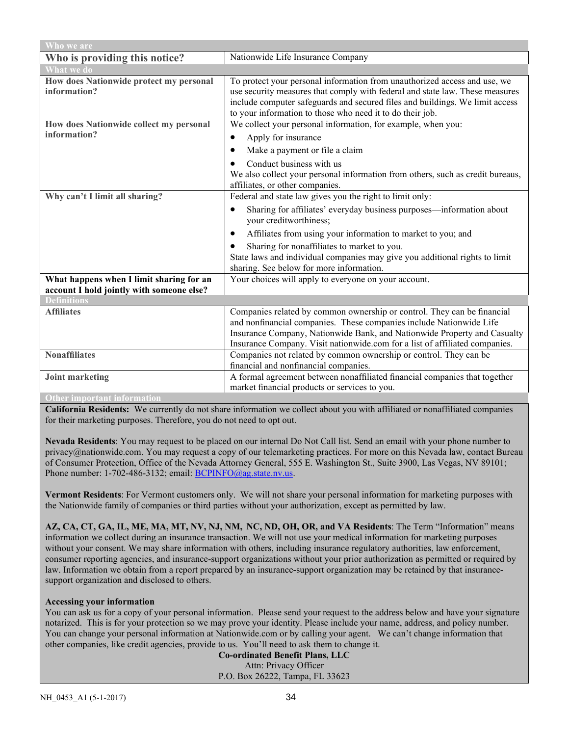| Who we are | |
|---|---|
| **Who is providing this notice?** | Nationwide Life Insurance Company |
| **What we do** | |
| **How does Nationwide protect my personal information?** | To protect your personal information from unauthorized access and use, we use security measures that comply with federal and state law. These measures include computer safeguards and secured files and buildings. We limit access to your information to those who need it to do their job. |
| **How does Nationwide collect my personal information?** | We collect your personal information, for example, when you:<br>• Apply for insurance<br>• Make a payment or file a claim<br>• Conduct business with us<br>We also collect your personal information from others, such as credit bureaus, affiliates, or other companies. |
| **Why can't I limit all sharing?** | Federal and state law gives you the right to limit only:<br>• Sharing for affiliates' everyday business purposes—information about your creditworthiness;<br>• Affiliates from using your information to market to you; and<br>• Sharing for nonaffiliates to market to you.<br>State laws and individual companies may give you additional rights to limit sharing. See below for more information. |
| **What happens when I limit sharing for an account I hold jointly with someone else?** | Your choices will apply to everyone on your account. |
| **Definitions** | |
| **Affiliates** | Companies related by common ownership or control. They can be financial and nonfinancial companies. These companies include Nationwide Life Insurance Company, Nationwide Bank, and Nationwide Property and Casualty Insurance Company. Visit nationwide.com for a list of affiliated companies. |
| **Nonaffiliates** | Companies not related by common ownership or control. They can be financial and nonfinancial companies. |
| **Joint marketing** | A formal agreement between nonaffiliated financial companies that together market financial products or services to you. |

## Other important information

**California Residents:** We currently do not share information we collect about you with affiliated or nonaffiliated companies for their marketing purposes. Therefore, you do not need to opt out.

**Nevada Residents**: You may request to be placed on our internal Do Not Call list. Send an email with your phone number to privacy@nationwide.com. You may request a copy of our telemarketing practices. For more on this Nevada law, contact Bureau of Consumer Protection, Office of the Nevada Attorney General, 555 E. Washington St., Suite 3900, Las Vegas, NV 89101; Phone number: 1-702-486-3132; email: BCPINFO@ag.state.nv.us.

**Vermont Residents**: For Vermont customers only. We will not share your personal information for marketing purposes with the Nationwide family of companies or third parties without your authorization, except as permitted by law.

**AZ, CA, CT, GA, IL, ME, MA, MT, NV, NJ, NM, NC, ND, OH, OR, and VA Residents**: The Term "Information" means information we collect during an insurance transaction. We will not use your medical information for marketing purposes without your consent. We may share information with others, including insurance regulatory authorities, law enforcement, consumer reporting agencies, and insurance-support organizations without your prior authorization as permitted or required by law. Information we obtain from a report prepared by an insurance-support organization may be retained by that insurance-support organization and disclosed to others.

**Accessing your information**

You can ask us for a copy of your personal information. Please send your request to the address below and have your signature notarized. This is for your protection so we may prove your identity. Please include your name, address, and policy number. You can change your personal information at Nationwide.com or by calling your agent. We can't change information that other companies, like credit agencies, provide to us. You'll need to ask them to change it.

**Co-ordinated Benefit Plans, LLC**
Attn: Privacy Officer
P.O. Box 26222, Tampa, FL 33623

NH_0453_A1 (5-1-2017)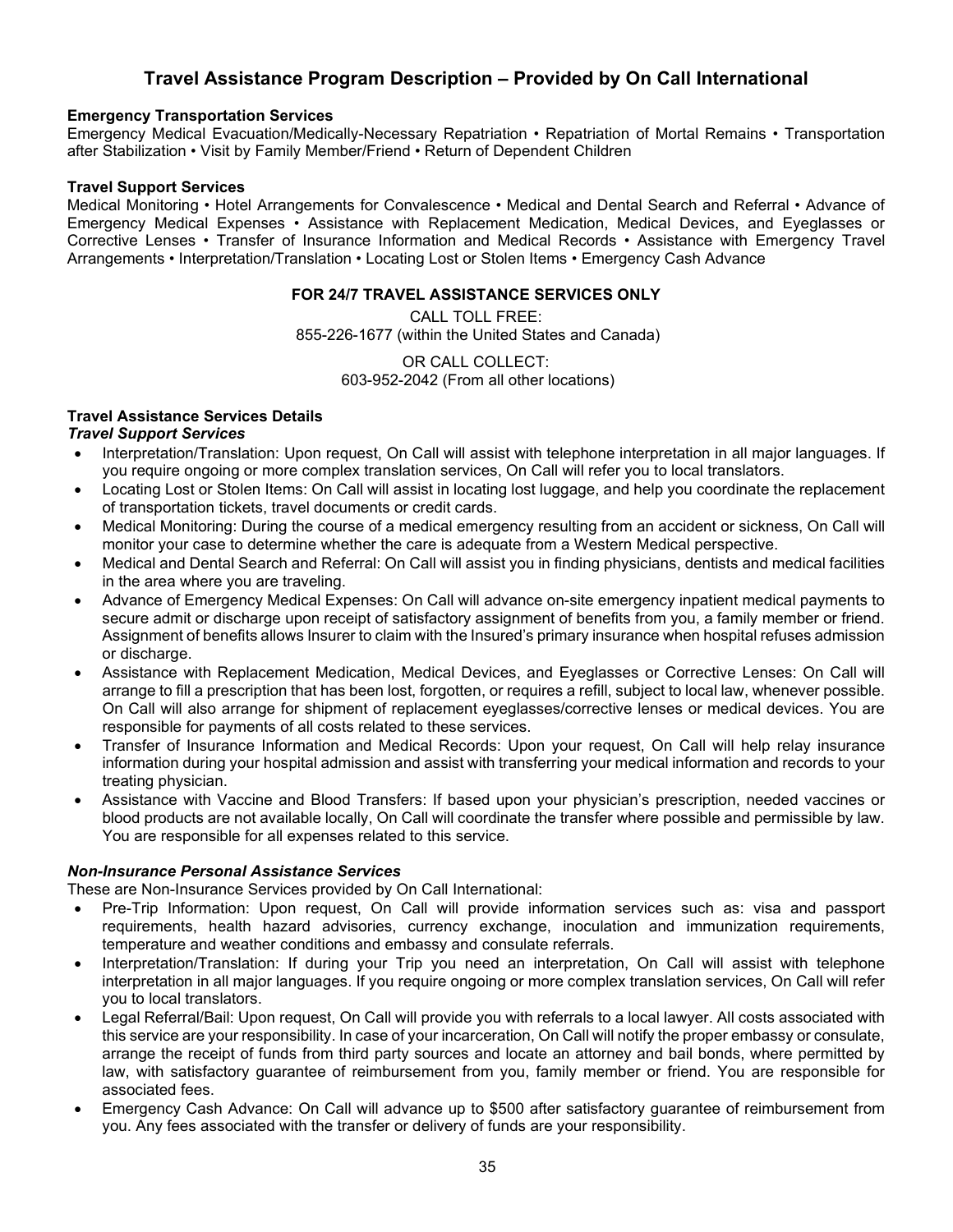# Travel Assistance Program Description – Provided by On Call International

**Emergency Transportation Services**

Emergency Medical Evacuation/Medically-Necessary Repatriation • Repatriation of Mortal Remains • Transportation after Stabilization • Visit by Family Member/Friend • Return of Dependent Children

**Travel Support Services**

Medical Monitoring • Hotel Arrangements for Convalescence • Medical and Dental Search and Referral • Advance of Emergency Medical Expenses • Assistance with Replacement Medication, Medical Devices, and Eyeglasses or Corrective Lenses • Transfer of Insurance Information and Medical Records • Assistance with Emergency Travel Arrangements • Interpretation/Translation • Locating Lost or Stolen Items • Emergency Cash Advance

**FOR 24/7 TRAVEL ASSISTANCE SERVICES ONLY**

CALL TOLL FREE:
855-226-1677 (within the United States and Canada)

OR CALL COLLECT:
603-952-2042 (From all other locations)

**Travel Assistance Services Details**

***Travel Support Services***

- Interpretation/Translation: Upon request, On Call will assist with telephone interpretation in all major languages. If you require ongoing or more complex translation services, On Call will refer you to local translators.
- Locating Lost or Stolen Items: On Call will assist in locating lost luggage, and help you coordinate the replacement of transportation tickets, travel documents or credit cards.
- Medical Monitoring: During the course of a medical emergency resulting from an accident or sickness, On Call will monitor your case to determine whether the care is adequate from a Western Medical perspective.
- Medical and Dental Search and Referral: On Call will assist you in finding physicians, dentists and medical facilities in the area where you are traveling.
- Advance of Emergency Medical Expenses: On Call will advance on-site emergency inpatient medical payments to secure admit or discharge upon receipt of satisfactory assignment of benefits from you, a family member or friend. Assignment of benefits allows Insurer to claim with the Insured's primary insurance when hospital refuses admission or discharge.
- Assistance with Replacement Medication, Medical Devices, and Eyeglasses or Corrective Lenses: On Call will arrange to fill a prescription that has been lost, forgotten, or requires a refill, subject to local law, whenever possible. On Call will also arrange for shipment of replacement eyeglasses/corrective lenses or medical devices. You are responsible for payments of all costs related to these services.
- Transfer of Insurance Information and Medical Records: Upon your request, On Call will help relay insurance information during your hospital admission and assist with transferring your medical information and records to your treating physician.
- Assistance with Vaccine and Blood Transfers: If based upon your physician's prescription, needed vaccines or blood products are not available locally, On Call will coordinate the transfer where possible and permissible by law. You are responsible for all expenses related to this service.

***Non-Insurance Personal Assistance Services***

These are Non-Insurance Services provided by On Call International:

- Pre-Trip Information: Upon request, On Call will provide information services such as: visa and passport requirements, health hazard advisories, currency exchange, inoculation and immunization requirements, temperature and weather conditions and embassy and consulate referrals.
- Interpretation/Translation: If during your Trip you need an interpretation, On Call will assist with telephone interpretation in all major languages. If you require ongoing or more complex translation services, On Call will refer you to local translators.
- Legal Referral/Bail: Upon request, On Call will provide you with referrals to a local lawyer. All costs associated with this service are your responsibility. In case of your incarceration, On Call will notify the proper embassy or consulate, arrange the receipt of funds from third party sources and locate an attorney and bail bonds, where permitted by law, with satisfactory guarantee of reimbursement from you, family member or friend. You are responsible for associated fees.
- Emergency Cash Advance: On Call will advance up to $500 after satisfactory guarantee of reimbursement from you. Any fees associated with the transfer or delivery of funds are your responsibility.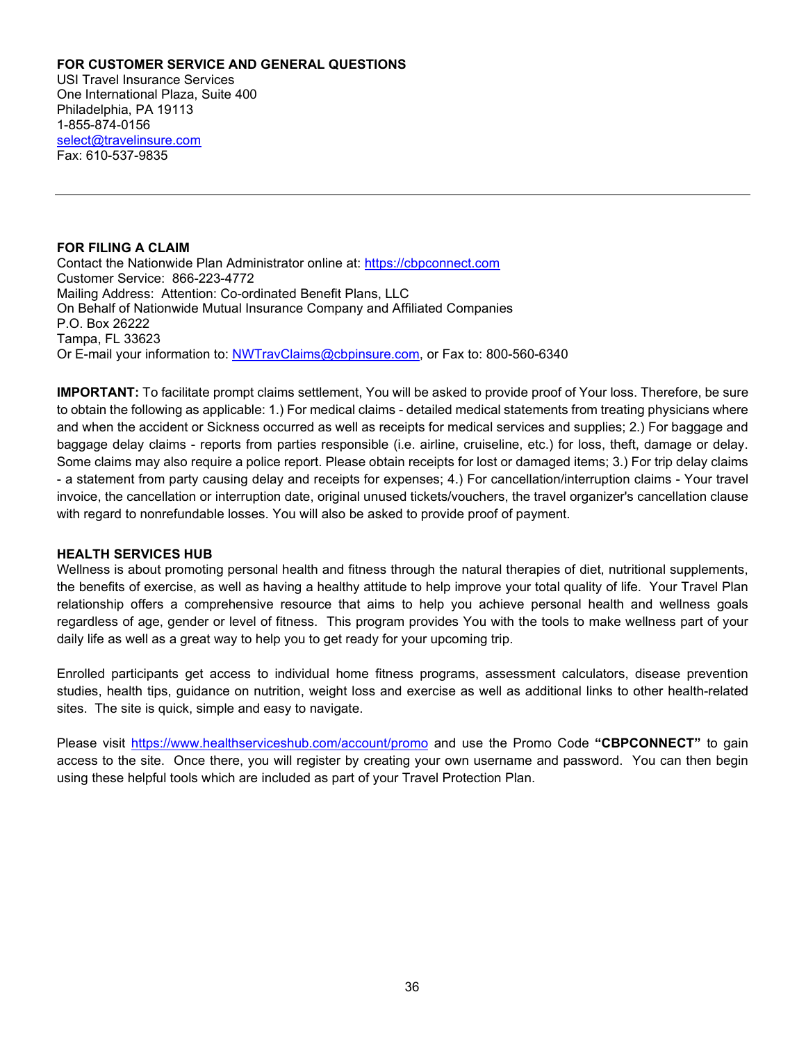**FOR CUSTOMER SERVICE AND GENERAL QUESTIONS**
USI Travel Insurance Services
One International Plaza, Suite 400
Philadelphia, PA 19113
1-855-874-0156
select@travelinsure.com
Fax: 610-537-9835

---

**FOR FILING A CLAIM**
Contact the Nationwide Plan Administrator online at: https://cbpconnect.com
Customer Service: 866-223-4772
Mailing Address: Attention: Co-ordinated Benefit Plans, LLC
On Behalf of Nationwide Mutual Insurance Company and Affiliated Companies
P.O. Box 26222
Tampa, FL 33623
Or E-mail your information to: NWTravClaims@cbpinsure.com, or Fax to: 800-560-6340

**IMPORTANT:** To facilitate prompt claims settlement, You will be asked to provide proof of Your loss. Therefore, be sure to obtain the following as applicable: 1.) For medical claims - detailed medical statements from treating physicians where and when the accident or Sickness occurred as well as receipts for medical services and supplies; 2.) For baggage and baggage delay claims - reports from parties responsible (i.e. airline, cruiseline, etc.) for loss, theft, damage or delay. Some claims may also require a police report. Please obtain receipts for lost or damaged items; 3.) For trip delay claims - a statement from party causing delay and receipts for expenses; 4.) For cancellation/interruption claims - Your travel invoice, the cancellation or interruption date, original unused tickets/vouchers, the travel organizer's cancellation clause with regard to nonrefundable losses. You will also be asked to provide proof of payment.

**HEALTH SERVICES HUB**
Wellness is about promoting personal health and fitness through the natural therapies of diet, nutritional supplements, the benefits of exercise, as well as having a healthy attitude to help improve your total quality of life. Your Travel Plan relationship offers a comprehensive resource that aims to help you achieve personal health and wellness goals regardless of age, gender or level of fitness. This program provides You with the tools to make wellness part of your daily life as well as a great way to help you to get ready for your upcoming trip.

Enrolled participants get access to individual home fitness programs, assessment calculators, disease prevention studies, health tips, guidance on nutrition, weight loss and exercise as well as additional links to other health-related sites. The site is quick, simple and easy to navigate.

Please visit https://www.healthserviceshub.com/account/promo and use the Promo Code **"CBPCONNECT"** to gain access to the site. Once there, you will register by creating your own username and password. You can then begin using these helpful tools which are included as part of your Travel Protection Plan.